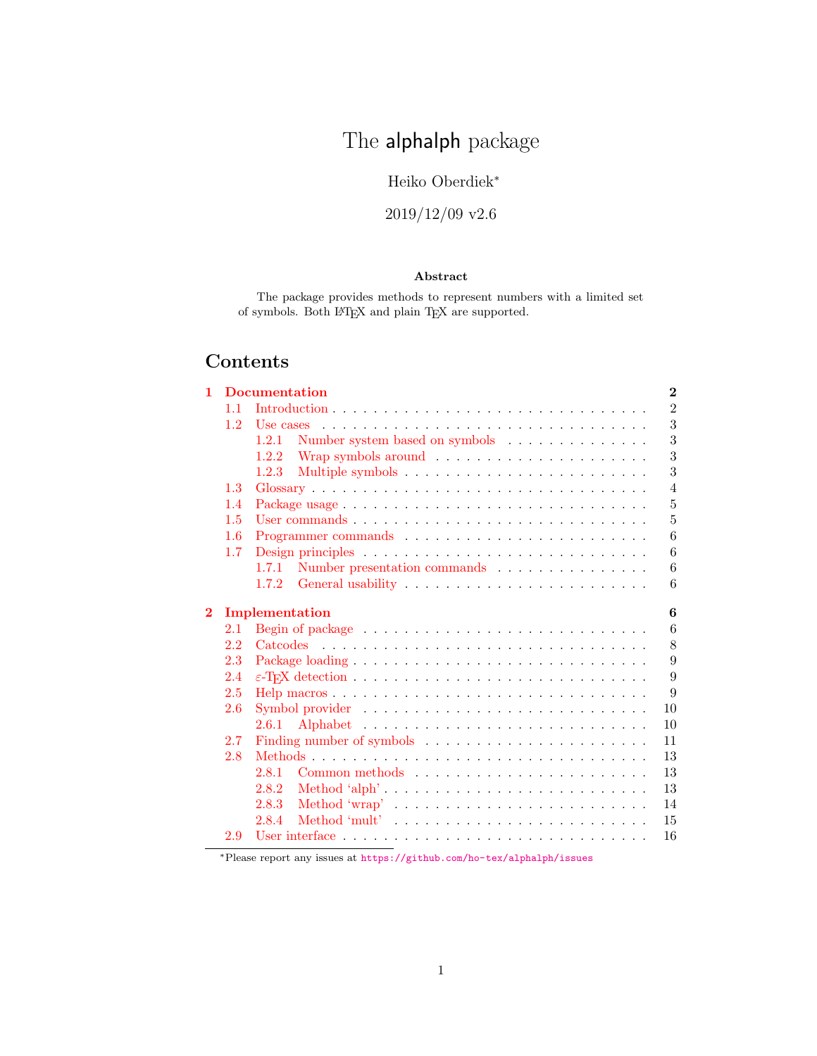# The alphalph package

Heiko Oberdiek*

2019/12/09 v2.6

### Abstract

The package provides methods to represent numbers with a limited set of symbols. Both LaTeX and plain TeX are supported.

## Contents

- **1 Documentation** — 2
  - 1.1 Introduction — 2
  - 1.2 Use cases — 3
    - 1.2.1 Number system based on symbols — 3
    - 1.2.2 Wrap symbols around — 3
    - 1.2.3 Multiple symbols — 3
  - 1.3 Glossary — 4
  - 1.4 Package usage — 5
  - 1.5 User commands — 5
  - 1.6 Programmer commands — 6
  - 1.7 Design principles — 6
    - 1.7.1 Number presentation commands — 6
    - 1.7.2 General usability — 6
- **2 Implementation** — 6
  - 2.1 Begin of package — 6
  - 2.2 Catcodes — 8
  - 2.3 Package loading — 9
  - 2.4 $\varepsilon$-TeX detection — 9
  - 2.5 Help macros — 9
  - 2.6 Symbol provider — 10
    - 2.6.1 Alphabet — 10
  - 2.7 Finding number of symbols — 11
  - 2.8 Methods — 13
    - 2.8.1 Common methods — 13
    - 2.8.2 Method 'alph' — 13
    - 2.8.3 Method 'wrap' — 14
    - 2.8.4 Method 'mult' — 15
  - 2.9 User interface — 16

*Please report any issues at https://github.com/ho-tex/alphalph/issues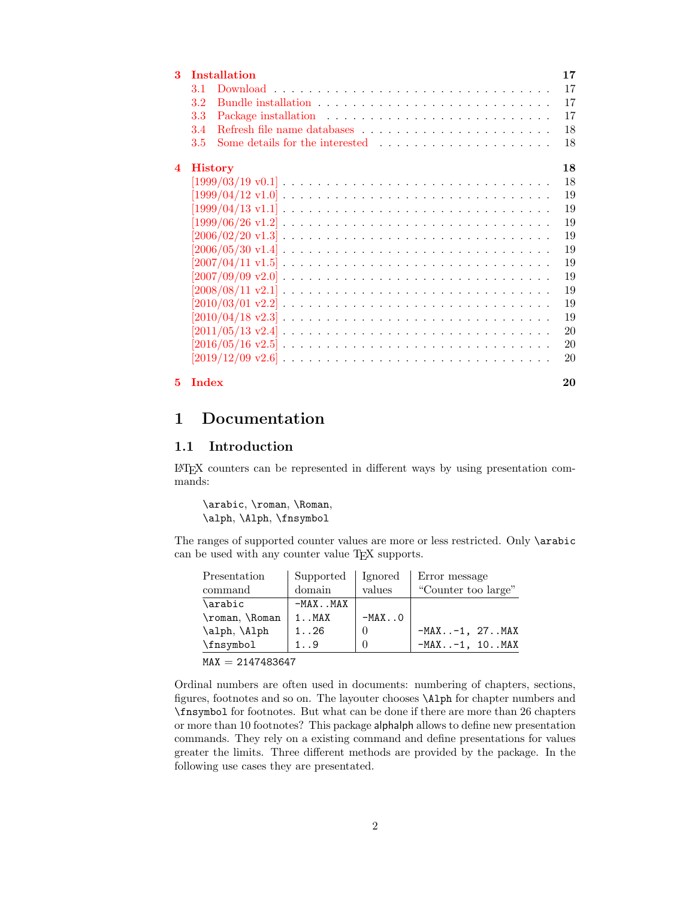**3 Installation** **17**
- 3.1 Download . . . . . . . . . . . . . . . . . . . . . . . . . . . . . . 17
- 3.2 Bundle installation . . . . . . . . . . . . . . . . . . . . . . . . . 17
- 3.3 Package installation . . . . . . . . . . . . . . . . . . . . . . . . 17
- 3.4 Refresh file name databases . . . . . . . . . . . . . . . . . . . . . 18
- 3.5 Some details for the interested . . . . . . . . . . . . . . . . . . . 18

**4 History** **18**
- [1999/03/19 v0.1] . . . . . . . . . . . . . . . . . . . . . . . . . . . 18
- [1999/04/12 v1.0] . . . . . . . . . . . . . . . . . . . . . . . . . . . 19
- [1999/04/13 v1.1] . . . . . . . . . . . . . . . . . . . . . . . . . . . 19
- [1999/06/26 v1.2] . . . . . . . . . . . . . . . . . . . . . . . . . . . 19
- [2006/02/20 v1.3] . . . . . . . . . . . . . . . . . . . . . . . . . . . 19
- [2006/05/30 v1.4] . . . . . . . . . . . . . . . . . . . . . . . . . . . 19
- [2007/04/11 v1.5] . . . . . . . . . . . . . . . . . . . . . . . . . . . 19
- [2007/09/09 v2.0] . . . . . . . . . . . . . . . . . . . . . . . . . . . 19
- [2008/08/11 v2.1] . . . . . . . . . . . . . . . . . . . . . . . . . . . 19
- [2010/03/01 v2.2] . . . . . . . . . . . . . . . . . . . . . . . . . . . 19
- [2010/04/18 v2.3] . . . . . . . . . . . . . . . . . . . . . . . . . . . 19
- [2011/05/13 v2.4] . . . . . . . . . . . . . . . . . . . . . . . . . . . 20
- [2016/05/16 v2.5] . . . . . . . . . . . . . . . . . . . . . . . . . . . 20
- [2019/12/09 v2.6] . . . . . . . . . . . . . . . . . . . . . . . . . . . 20

**5 Index** **20**

# 1 Documentation

## 1.1 Introduction

LaTeX counters can be represented in different ways by using presentation commands:

> `\arabic`, `\roman`, `\Roman`,
> `\alph`, `\Alph`, `\fnsymbol`

The ranges of supported counter values are more or less restricted. Only `\arabic` can be used with any counter value TeX supports.

| Presentation command | Supported domain | Ignored values | Error message "Counter too large" |
|---|---|---|---|
| `\arabic` | `-MAX..MAX` | | |
| `\roman`, `\Roman` | `1..MAX` | `-MAX..0` | |
| `\alph`, `\Alph` | `1..26` | 0 | `-MAX..-1, 27..MAX` |
| `\fnsymbol` | `1..9` | 0 | `-MAX..-1, 10..MAX` |

`MAX` = 2147483647

Ordinal numbers are often used in documents: numbering of chapters, sections, figures, footnotes and so on. The layouter chooses `\Alph` for chapter numbers and `\fnsymbol` for footnotes. But what can be done if there are more than 26 chapters or more than 10 footnotes? This package alphalph allows to define new presentation commands. They rely on a existing command and define presentations for values greater the limits. Three different methods are provided by the package. In the following use cases they are presentated.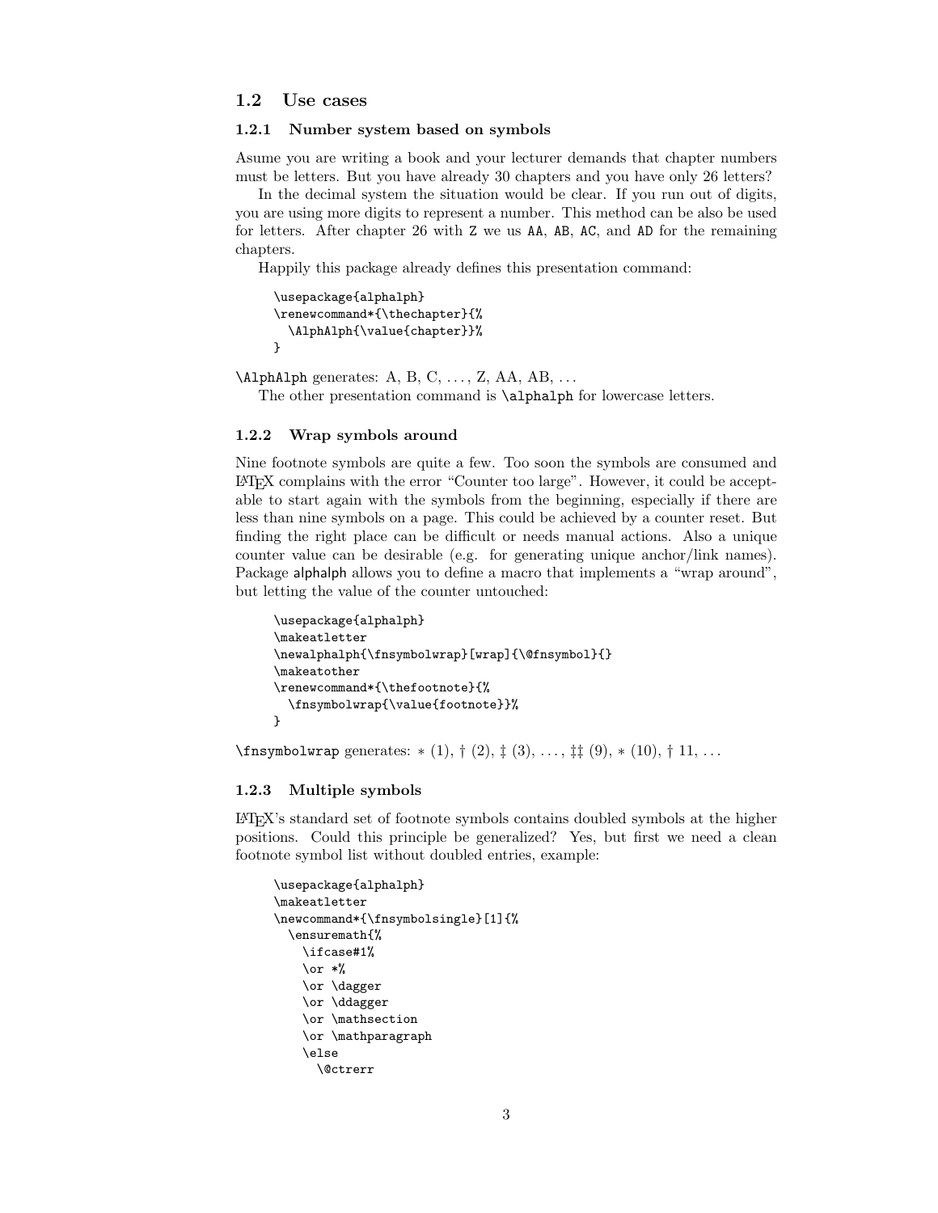## 1.2 Use cases

### 1.2.1 Number system based on symbols

Asume you are writing a book and your lecturer demands that chapter numbers must be letters. But you have already 30 chapters and you have only 26 letters?

In the decimal system the situation would be clear. If you run out of digits, you are using more digits to represent a number. This method can be also be used for letters. After chapter 26 with `Z` we us `AA`, `AB`, `AC`, and `AD` for the remaining chapters.

Happily this package already defines this presentation command:

```
\usepackage{alphalph}
\renewcommand*{\thechapter}{%
  \AlphAlph{\value{chapter}}%
}
```

`\AlphAlph` generates: A, B, C, ..., Z, AA, AB, ...

The other presentation command is `\alphalph` for lowercase letters.

### 1.2.2 Wrap symbols around

Nine footnote symbols are quite a few. Too soon the symbols are consumed and LaTeX complains with the error "Counter too large". However, it could be acceptable to start again with the symbols from the beginning, especially if there are less than nine symbols on a page. This could be achieved by a counter reset. But finding the right place can be difficult or needs manual actions. Also a unique counter value can be desirable (e.g. for generating unique anchor/link names). Package alphalph allows you to define a macro that implements a "wrap around", but letting the value of the counter untouched:

```
\usepackage{alphalph}
\makeatletter
\newalphalph{\fnsymbolwrap}[wrap]{\@fnsymbol}{}
\makeatother
\renewcommand*{\thefootnote}{%
  \fnsymbolwrap{\value{footnote}}%
}
```

`\fnsymbolwrap` generates: $*$ (1), † (2), ‡ (3), ..., ‡‡ (9), $*$ (10), † 11, ...

### 1.2.3 Multiple symbols

LaTeX's standard set of footnote symbols contains doubled symbols at the higher positions. Could this principle be generalized? Yes, but first we need a clean footnote symbol list without doubled entries, example:

```
\usepackage{alphalph}
\makeatletter
\newcommand*{\fnsymbolsingle}[1]{%
  \ensuremath{%
    \ifcase#1%
    \or *%
    \or \dagger
    \or \ddagger
    \or \mathsection
    \or \mathparagraph
    \else
      \@ctrerr
```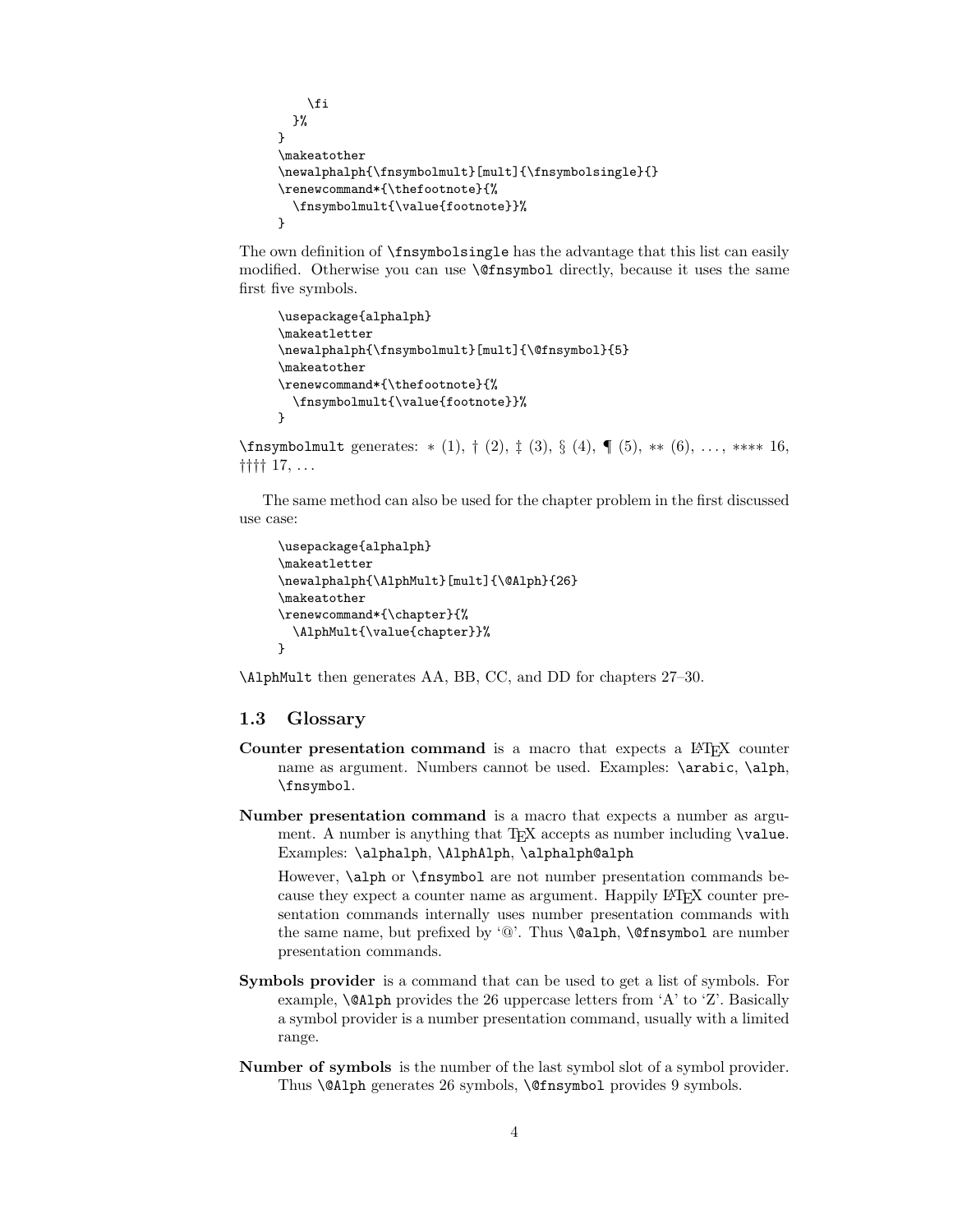```
      \fi
    }%
  }
  \makeatother
  \newalphalph{\fnsymbolmult}[mult]{\fnsymbolsingle}{}
  \renewcommand*{\thefootnote}{%
    \fnsymbolmult{\value{footnote}}%
  }
```

The own definition of `\fnsymbolsingle` has the advantage that this list can easily modified. Otherwise you can use `\@fnsymbol` directly, because it uses the same first five symbols.

```
\usepackage{alphalph}
\makeatletter
\newalphalph{\fnsymbolmult}[mult]{\@fnsymbol}{5}
\makeatother
\renewcommand*{\thefootnote}{%
  \fnsymbolmult{\value{footnote}}%
}
```

`\fnsymbolmult` generates: ∗ (1), † (2), ‡ (3), § (4), ¶ (5), ∗∗ (6), . . . , ∗∗∗∗ 16, †††† 17, . . .

The same method can also be used for the chapter problem in the first discussed use case:

```
\usepackage{alphalph}
\makeatletter
\newalphalph{\AlphMult}[mult]{\@Alph}{26}
\makeatother
\renewcommand*{\chapter}{%
  \AlphMult{\value{chapter}}%
}
```

`\AlphMult` then generates AA, BB, CC, and DD for chapters 27–30.

### 1.3 Glossary

**Counter presentation command** is a macro that expects a LaTeX counter name as argument. Numbers cannot be used. Examples: `\arabic`, `\alph`, `\fnsymbol`.

**Number presentation command** is a macro that expects a number as argument. A number is anything that TeX accepts as number including `\value`. Examples: `\alphalph`, `\AlphAlph`, `\alphalph@alph`

However, `\alph` or `\fnsymbol` are not number presentation commands because they expect a counter name as argument. Happily LaTeX counter presentation commands internally uses number presentation commands with the same name, but prefixed by '@'. Thus `\@alph`, `\@fnsymbol` are number presentation commands.

**Symbols provider** is a command that can be used to get a list of symbols. For example, `\@Alph` provides the 26 uppercase letters from 'A' to 'Z'. Basically a symbol provider is a number presentation command, usually with a limited range.

**Number of symbols** is the number of the last symbol slot of a symbol provider. Thus `\@Alph` generates 26 symbols, `\@fnsymbol` provides 9 symbols.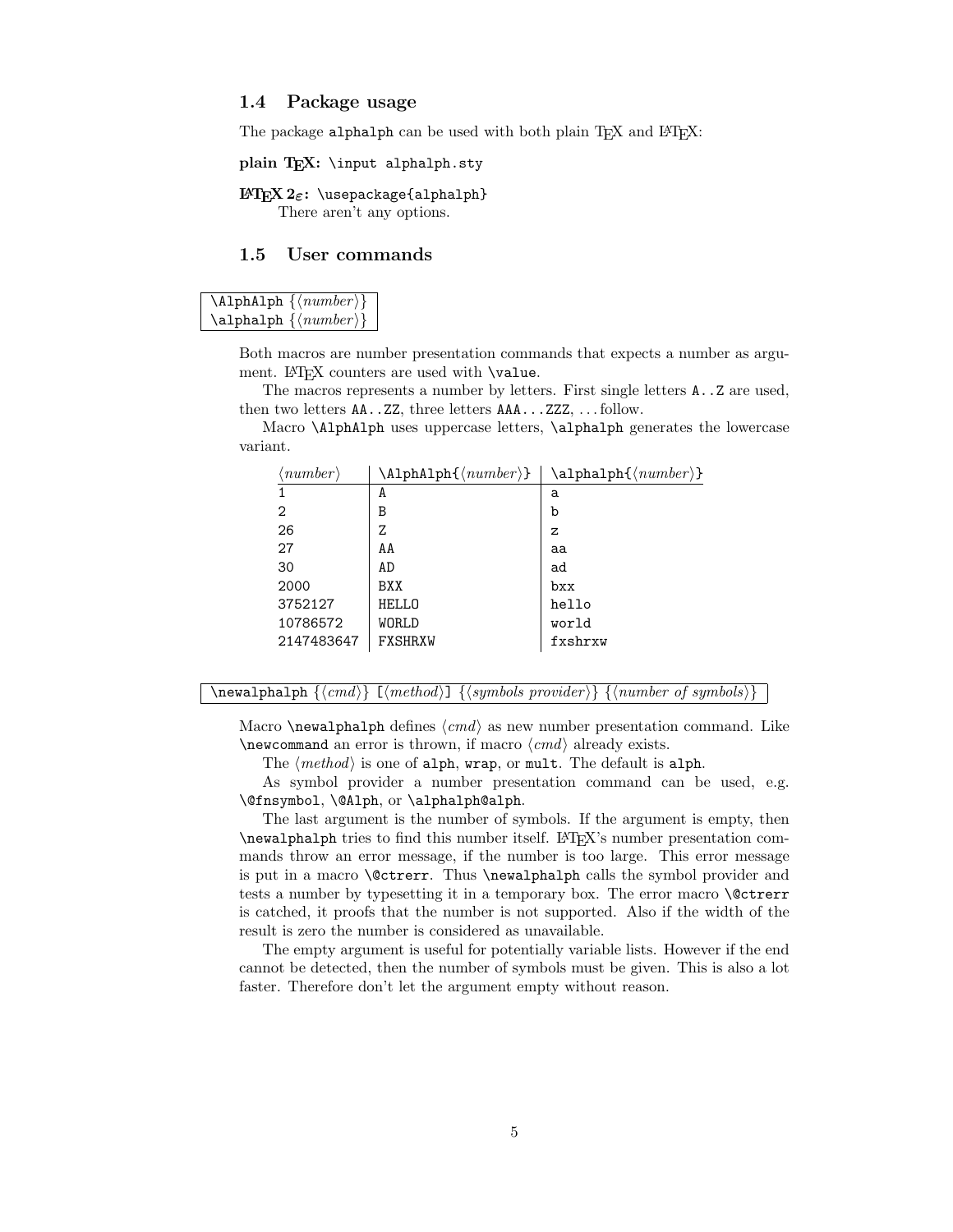### 1.4 Package usage

The package `alphalph` can be used with both plain TeX and LaTeX:

**plain TeX:** `\input alphalph.sty`

**LaTeX 2ε:** `\usepackage{alphalph}`
  There aren't any options.

### 1.5 User commands

```
\AlphAlph {⟨number⟩}
\alphalph {⟨number⟩}
```

Both macros are number presentation commands that expects a number as argument. LaTeX counters are used with `\value`.

The macros represents a number by letters. First single letters `A..Z` are used, then two letters `AA..ZZ`, three letters `AAA...ZZZ`, …follow.

Macro `\AlphAlph` uses uppercase letters, `\alphalph` generates the lowercase variant.

| ⟨*number*⟩ | `\AlphAlph{⟨number⟩}` | `\alphalph{⟨number⟩}` |
|---|---|---|
| 1 | A | a |
| 2 | B | b |
| 26 | Z | z |
| 27 | AA | aa |
| 30 | AD | ad |
| 2000 | BXX | bxx |
| 3752127 | HELLO | hello |
| 10786572 | WORLD | world |
| 2147483647 | FXSHRXW | fxshrxw |

```
\newalphalph {⟨cmd⟩} [⟨method⟩] {⟨symbols provider⟩} {⟨number of symbols⟩}
```

Macro `\newalphalph` defines ⟨*cmd*⟩ as new number presentation command. Like `\newcommand` an error is thrown, if macro ⟨*cmd*⟩ already exists.

The ⟨*method*⟩ is one of `alph`, `wrap`, or `mult`. The default is `alph`.

As symbol provider a number presentation command can be used, e.g. `\@fnsymbol`, `\@Alph`, or `\alphalph@alph`.

The last argument is the number of symbols. If the argument is empty, then `\newalphalph` tries to find this number itself. LaTeX's number presentation commands throw an error message, if the number is too large. This error message is put in a macro `\@ctrerr`. Thus `\newalphalph` calls the symbol provider and tests a number by typesetting it in a temporary box. The error macro `\@ctrerr` is catched, it proofs that the number is not supported. Also if the width of the result is zero the number is considered as unavailable.

The empty argument is useful for potentially variable lists. However if the end cannot be detected, then the number of symbols must be given. This is also a lot faster. Therefore don't let the argument empty without reason.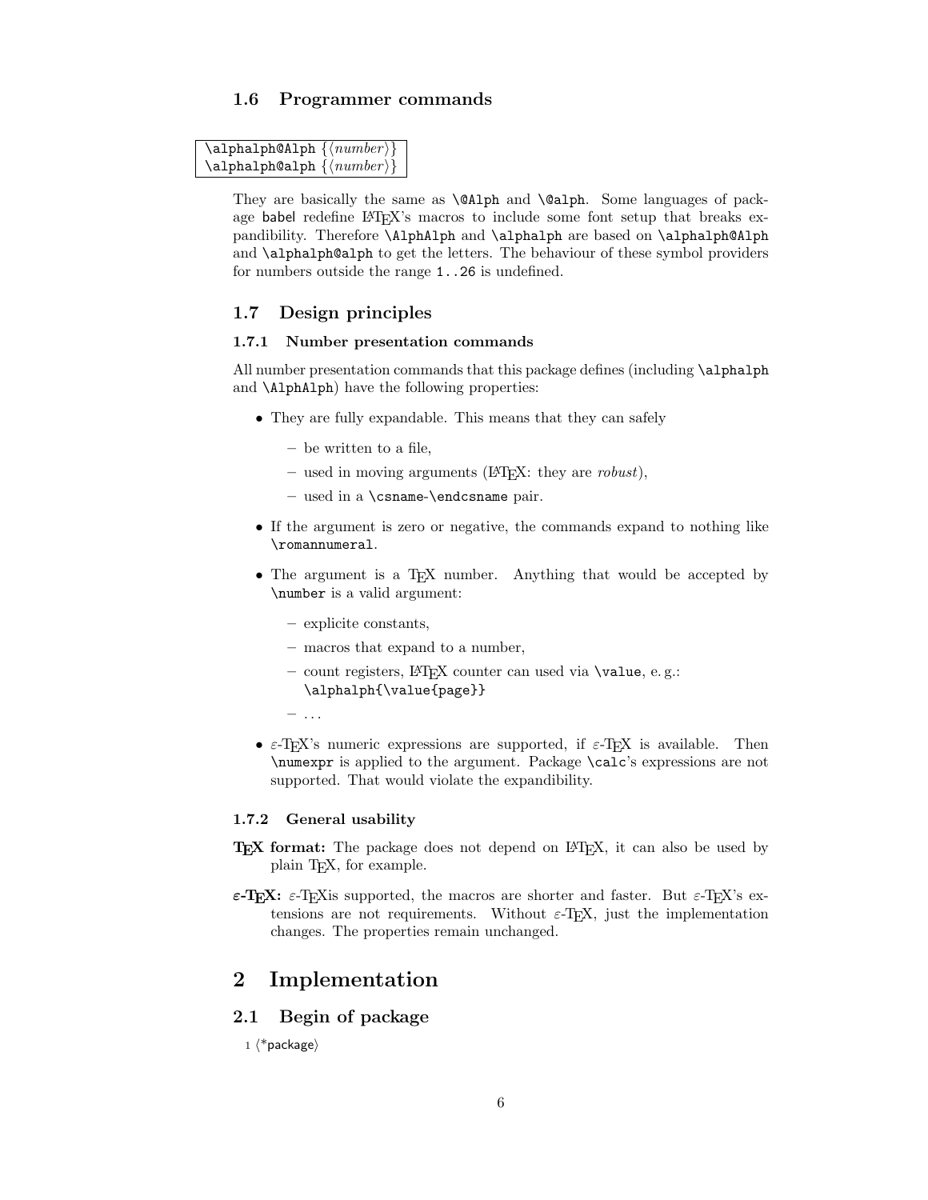### 1.6 Programmer commands

```
\alphalph@Alph {⟨number⟩}
\alphalph@alph {⟨number⟩}
```

They are basically the same as `\@Alph` and `\@alph`. Some languages of package babel redefine LaTeX's macros to include some font setup that breaks expandibility. Therefore `\AlphAlph` and `\alphalph` are based on `\alphalph@Alph` and `\alphalph@alph` to get the letters. The behaviour of these symbol providers for numbers outside the range `1..26` is undefined.

### 1.7 Design principles

#### 1.7.1 Number presentation commands

All number presentation commands that this package defines (including `\alphalph` and `\AlphAlph`) have the following properties:

- They are fully expandable. This means that they can safely
  - be written to a file,
  - used in moving arguments (LaTeX: they are *robust*),
  - used in a `\csname`-`\endcsname` pair.
- If the argument is zero or negative, the commands expand to nothing like `\romannumeral`.
- The argument is a TeX number. Anything that would be accepted by `\number` is a valid argument:
  - explicite constants,
  - macros that expand to a number,
  - count registers, LaTeX counter can used via `\value`, e. g.: `\alphalph{\value{page}}`
  - ...
- ε-TeX's numeric expressions are supported, if ε-TeX is available. Then `\numexpr` is applied to the argument. Package `\calc`'s expressions are not supported. That would violate the expandibility.

#### 1.7.2 General usability

**TeX format:** The package does not depend on LaTeX, it can also be used by plain TeX, for example.

**ε-TeX:** ε-TeXis supported, the macros are shorter and faster. But ε-TeX's extensions are not requirements. Without ε-TeX, just the implementation changes. The properties remain unchanged.

## 2 Implementation

### 2.1 Begin of package

```
1 ⟨*package⟩
```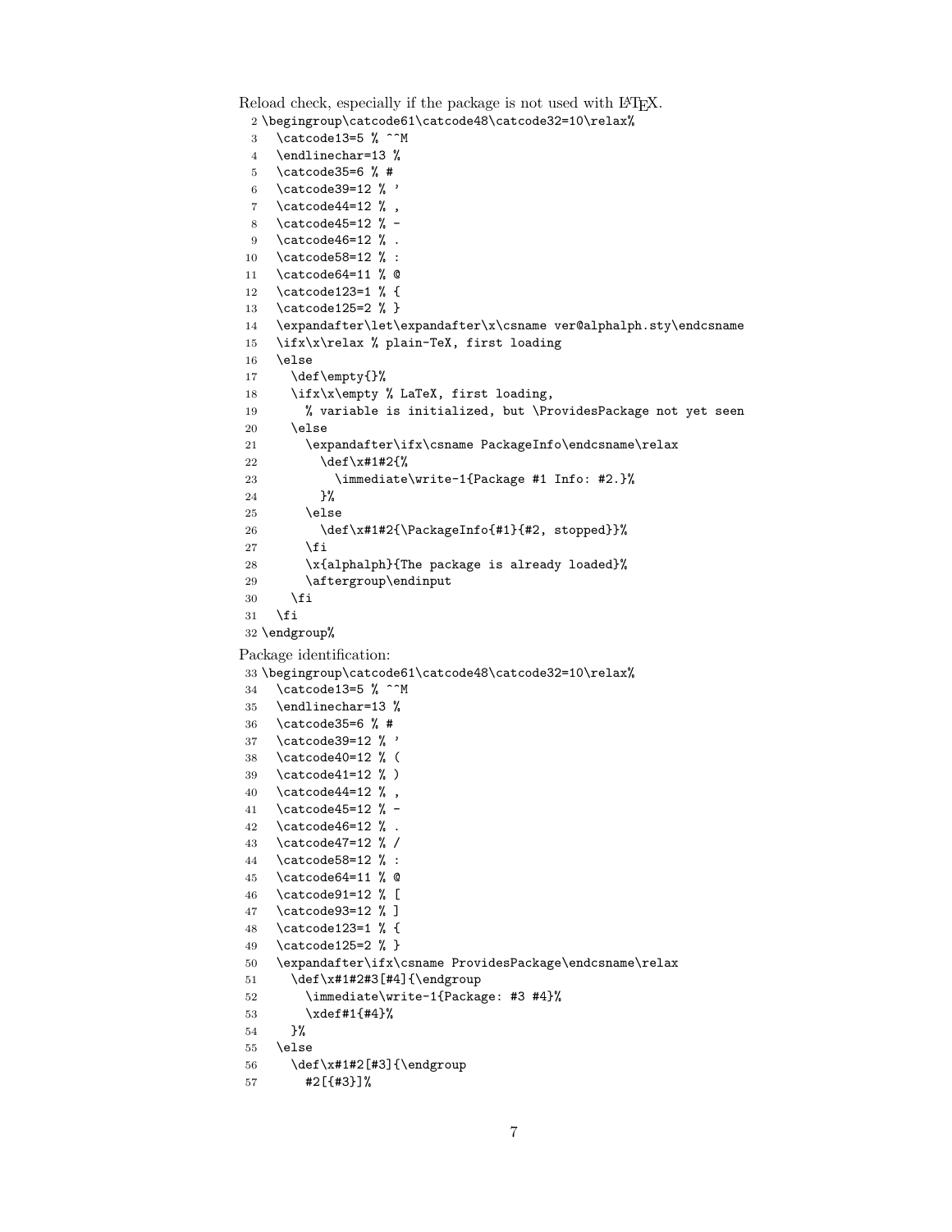Reload check, especially if the package is not used with LaTeX.

```
2 \begingroup\catcode61\catcode48\catcode32=10\relax%
3   \catcode13=5 % ^^M
4   \endlinechar=13 %
5   \catcode35=6 % #
6   \catcode39=12 % '
7   \catcode44=12 % ,
8   \catcode45=12 % -
9   \catcode46=12 % .
10  \catcode58=12 % :
11  \catcode64=11 % @
12  \catcode123=1 % {
13  \catcode125=2 % }
14  \expandafter\let\expandafter\x\csname ver@alphalph.sty\endcsname
15  \ifx\x\relax % plain-TeX, first loading
16  \else
17    \def\empty{}%
18    \ifx\x\empty % LaTeX, first loading,
19      % variable is initialized, but \ProvidesPackage not yet seen
20    \else
21      \expandafter\ifx\csname PackageInfo\endcsname\relax
22        \def\x#1#2{%
23          \immediate\write-1{Package #1 Info: #2.}%
24        }%
25      \else
26        \def\x#1#2{\PackageInfo{#1}{#2, stopped}}%
27      \fi
28      \x{alphalph}{The package is already loaded}%
29      \aftergroup\endinput
30    \fi
31  \fi
32 \endgroup%
```

Package identification:

```
33 \begingroup\catcode61\catcode48\catcode32=10\relax%
34   \catcode13=5 % ^^M
35   \endlinechar=13 %
36   \catcode35=6 % #
37   \catcode39=12 % '
38   \catcode40=12 % (
39   \catcode41=12 % )
40   \catcode44=12 % ,
41   \catcode45=12 % -
42   \catcode46=12 % .
43   \catcode47=12 % /
44   \catcode58=12 % :
45   \catcode64=11 % @
46   \catcode91=12 % [
47   \catcode93=12 % ]
48   \catcode123=1 % {
49   \catcode125=2 % }
50   \expandafter\ifx\csname ProvidesPackage\endcsname\relax
51     \def\x#1#2#3[#4]{\endgroup
52       \immediate\write-1{Package: #3 #4}%
53       \xdef#1{#4}%
54     }%
55   \else
56     \def\x#1#2[#3]{\endgroup
57       #2[{#3}]%
```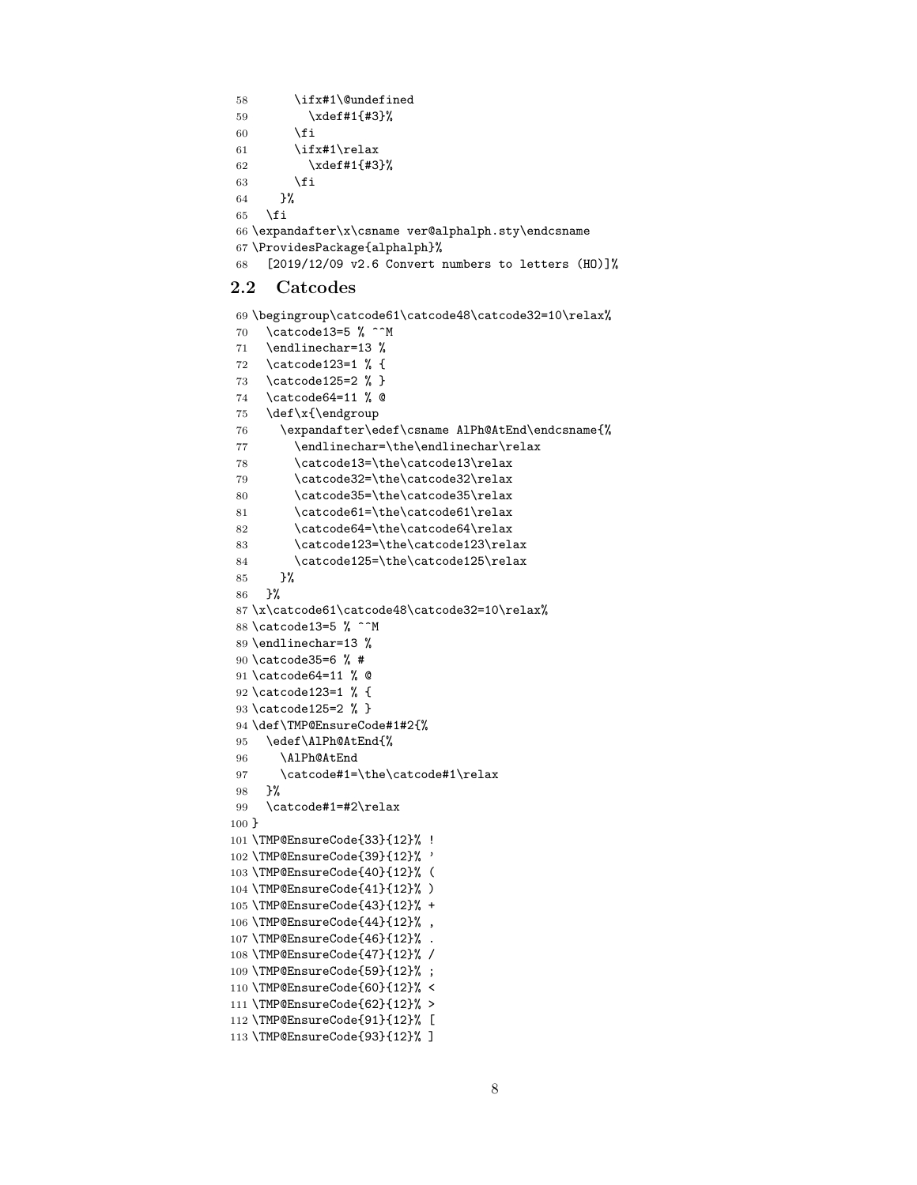```
58      \ifx#1\@undefined
59        \xdef#1{#3}%
60      \fi
61      \ifx#1\relax
62        \xdef#1{#3}%
63      \fi
64    }%
65  \fi
66 \expandafter\x\csname ver@alphalph.sty\endcsname
67 \ProvidesPackage{alphalph}%
68   [2019/12/09 v2.6 Convert numbers to letters (HO)]%
```

## 2.2 Catcodes

```
69 \begingroup\catcode61\catcode48\catcode32=10\relax%
70   \catcode13=5 % ^^M
71   \endlinechar=13 %
72   \catcode123=1 % {
73   \catcode125=2 % }
74   \catcode64=11 % @
75   \def\x{\endgroup
76     \expandafter\edef\csname AlPh@AtEnd\endcsname{%
77       \endlinechar=\the\endlinechar\relax
78       \catcode13=\the\catcode13\relax
79       \catcode32=\the\catcode32\relax
80       \catcode35=\the\catcode35\relax
81       \catcode61=\the\catcode61\relax
82       \catcode64=\the\catcode64\relax
83       \catcode123=\the\catcode123\relax
84       \catcode125=\the\catcode125\relax
85     }%
86   }%
87 \x\catcode61\catcode48\catcode32=10\relax%
88 \catcode13=5 % ^^M
89 \endlinechar=13 %
90 \catcode35=6 % #
91 \catcode64=11 % @
92 \catcode123=1 % {
93 \catcode125=2 % }
94 \def\TMP@EnsureCode#1#2{%
95   \edef\AlPh@AtEnd{%
96     \AlPh@AtEnd
97     \catcode#1=\the\catcode#1\relax
98   }%
99   \catcode#1=#2\relax
100 }
101 \TMP@EnsureCode{33}{12}% !
102 \TMP@EnsureCode{39}{12}% '
103 \TMP@EnsureCode{40}{12}% (
104 \TMP@EnsureCode{41}{12}% )
105 \TMP@EnsureCode{43}{12}% +
106 \TMP@EnsureCode{44}{12}% ,
107 \TMP@EnsureCode{46}{12}% .
108 \TMP@EnsureCode{47}{12}% /
109 \TMP@EnsureCode{59}{12}% ;
110 \TMP@EnsureCode{60}{12}% <
111 \TMP@EnsureCode{62}{12}% >
112 \TMP@EnsureCode{91}{12}% [
113 \TMP@EnsureCode{93}{12}% ]
```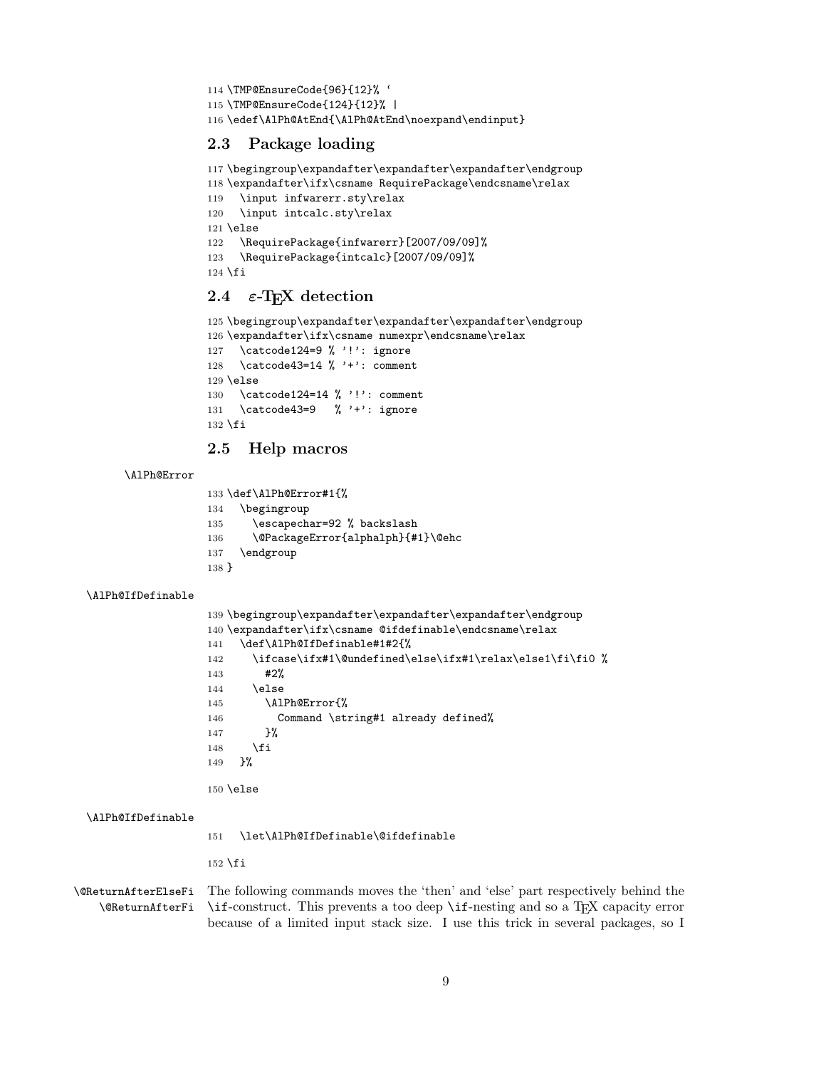```
114 \TMP@EnsureCode{96}{12}% `
115 \TMP@EnsureCode{124}{12}% |
116 \edef\AlPh@AtEnd{\AlPh@AtEnd\noexpand\endinput}
```

## 2.3 Package loading

```
117 \begingroup\expandafter\expandafter\expandafter\endgroup
118 \expandafter\ifx\csname RequirePackage\endcsname\relax
119   \input infwarerr.sty\relax
120   \input intcalc.sty\relax
121 \else
122   \RequirePackage{infwarerr}[2007/09/09]%
123   \RequirePackage{intcalc}[2007/09/09]%
124 \fi
```

## 2.4 ε-TEX detection

```
125 \begingroup\expandafter\expandafter\expandafter\endgroup
126 \expandafter\ifx\csname numexpr\endcsname\relax
127   \catcode124=9 % '!': ignore
128   \catcode43=14 % '+': comment
129 \else
130   \catcode124=14 % '!': comment
131   \catcode43=9   % '+': ignore
132 \fi
```

## 2.5 Help macros

\AlPh@Error

```
133 \def\AlPh@Error#1{%
134   \begingroup
135     \escapechar=92 % backslash
136     \@PackageError{alphalph}{#1}\@ehc
137   \endgroup
138 }
```

\AlPh@IfDefinable

```
139 \begingroup\expandafter\expandafter\expandafter\endgroup
140 \expandafter\ifx\csname @ifdefinable\endcsname\relax
141   \def\AlPh@IfDefinable#1#2{%
142     \ifcase\ifx#1\@undefined\else\ifx#1\relax\else1\fi\fi0 %
143       #2%
144     \else
145       \AlPh@Error{%
146         Command \string#1 already defined%
147       }%
148     \fi
149   }%
150 \else
```

\AlPh@IfDefinable

```
151   \let\AlPh@IfDefinable\@ifdefinable
152 \fi
```

\@ReturnAfterElseFi \@ReturnAfterFi The following commands moves the 'then' and 'else' part respectively behind the \if-construct. This prevents a too deep \if-nesting and so a TEX capacity error because of a limited input stack size. I use this trick in several packages, so I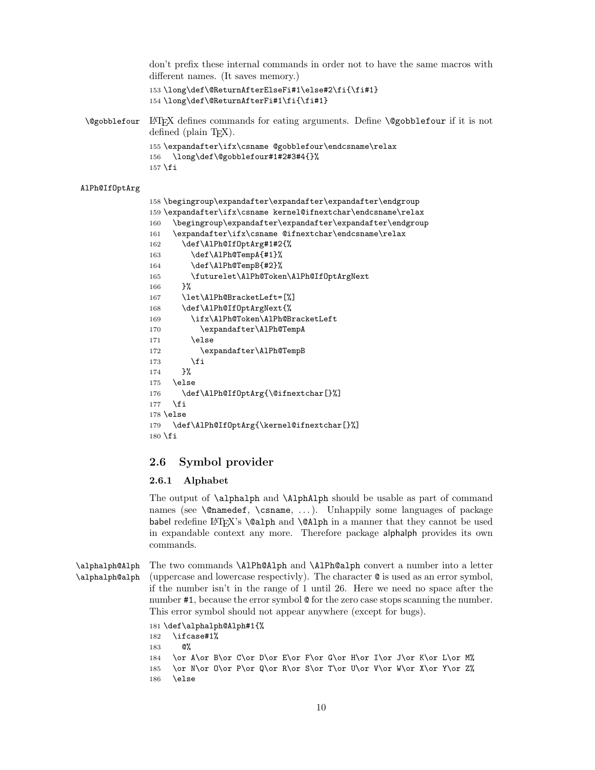don't prefix these internal commands in order not to have the same macros with different names. (It saves memory.)

```
153 \long\def\@ReturnAfterElseFi#1\else#2\fi{\fi#1}
154 \long\def\@ReturnAfterFi#1\fi{\fi#1}
```

\@gobblefour LaTeX defines commands for eating arguments. Define \@gobblefour if it is not defined (plain TeX).

```
155 \expandafter\ifx\csname @gobblefour\endcsname\relax
156   \long\def\@gobblefour#1#2#3#4{}%
157 \fi
```

AlPh@IfOptArg

```
158 \begingroup\expandafter\expandafter\expandafter\endgroup
159 \expandafter\ifx\csname kernel@ifnextchar\endcsname\relax
160   \begingroup\expandafter\expandafter\expandafter\endgroup
161   \expandafter\ifx\csname @ifnextchar\endcsname\relax
162     \def\AlPh@IfOptArg#1#2{%
163       \def\AlPh@TempA{#1}%
164       \def\AlPh@TempB{#2}%
165       \futurelet\AlPh@Token\AlPh@IfOptArgNext
166     }%
167     \let\AlPh@BracketLeft=[%]
168     \def\AlPh@IfOptArgNext{%
169       \ifx\AlPh@Token\AlPh@BracketLeft
170         \expandafter\AlPh@TempA
171       \else
172         \expandafter\AlPh@TempB
173       \fi
174     }%
175   \else
176     \def\AlPh@IfOptArg{\@ifnextchar[}%]
177   \fi
178 \else
179   \def\AlPh@IfOptArg{\kernel@ifnextchar[}%]
180 \fi
```

## 2.6 Symbol provider

### 2.6.1 Alphabet

The output of \alphalph and \AlphAlph should be usable as part of command names (see \@namedef, \csname, ...). Unhappily some languages of package babel redefine LaTeX's \@alph and \@Alph in a manner that they cannot be used in expandable context any more. Therefore package alphalph provides its own commands.

\alphalph@Alph \alphalph@alph The two commands \AlPh@Alph and \AlPh@alph convert a number into a letter (uppercase and lowercase respectivly). The character @ is used as an error symbol, if the number isn't in the range of 1 until 26. Here we need no space after the number #1, because the error symbol @ for the zero case stops scanning the number. This error symbol should not appear anywhere (except for bugs).

```
181 \def\alphalph@Alph#1{%
182   \ifcase#1%
183     @%
184   \or A\or B\or C\or D\or E\or F\or G\or H\or I\or J\or K\or L\or M%
185   \or N\or O\or P\or Q\or R\or S\or T\or U\or V\or W\or X\or Y\or Z%
186   \else
```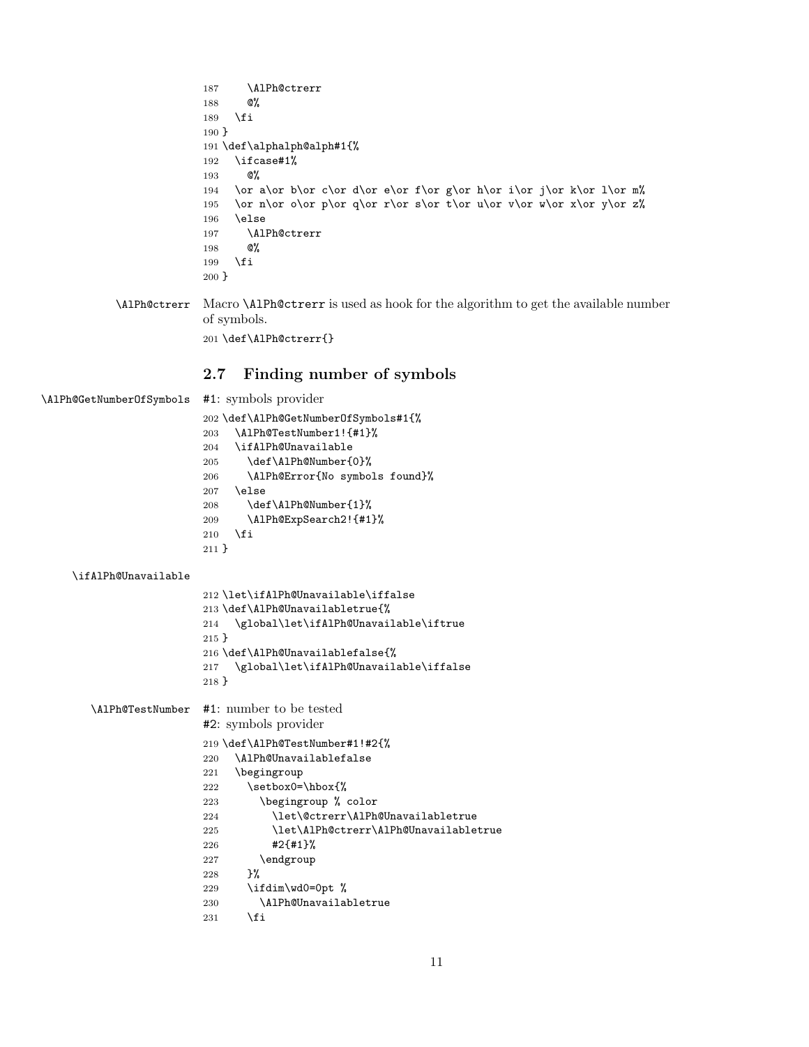```
187     \AlPh@ctrerr
188     @%
189   \fi
190 }
191 \def\alphalph@alph#1{%
192   \ifcase#1%
193     @%
194   \or a\or b\or c\or d\or e\or f\or g\or h\or i\or j\or k\or l\or m%
195   \or n\or o\or p\or q\or r\or s\or t\or u\or v\or w\or x\or y\or z%
196   \else
197     \AlPh@ctrerr
198     @%
199   \fi
200 }
```

\AlPh@ctrerr Macro \AlPh@ctrerr is used as hook for the algorithm to get the available number of symbols.

```
201 \def\AlPh@ctrerr{}
```

## 2.7 Finding number of symbols

\AlPh@GetNumberOfSymbols #1: symbols provider

```
202 \def\AlPh@GetNumberOfSymbols#1{%
203   \AlPh@TestNumber1!{#1}%
204   \ifAlPh@Unavailable
205     \def\AlPh@Number{0}%
206     \AlPh@Error{No symbols found}%
207   \else
208     \def\AlPh@Number{1}%
209     \AlPh@ExpSearch2!{#1}%
210   \fi
211 }
```

\ifAlPh@Unavailable

```
212 \let\ifAlPh@Unavailable\iffalse
213 \def\AlPh@Unavailabletrue{%
214   \global\let\ifAlPh@Unavailable\iftrue
215 }
216 \def\AlPh@Unavailablefalse{%
217   \global\let\ifAlPh@Unavailable\iffalse
218 }
```

\AlPh@TestNumber #1: number to be tested
#2: symbols provider

```
219 \def\AlPh@TestNumber#1!#2{%
220   \AlPh@Unavailablefalse
221   \begingroup
222     \setbox0=\hbox{%
223       \begingroup % color
224         \let\@ctrerr\AlPh@Unavailabletrue
225         \let\AlPh@ctrerr\AlPh@Unavailabletrue
226         #2{#1}%
227       \endgroup
228     }%
229     \ifdim\wd0=0pt %
230       \AlPh@Unavailabletrue
231     \fi
```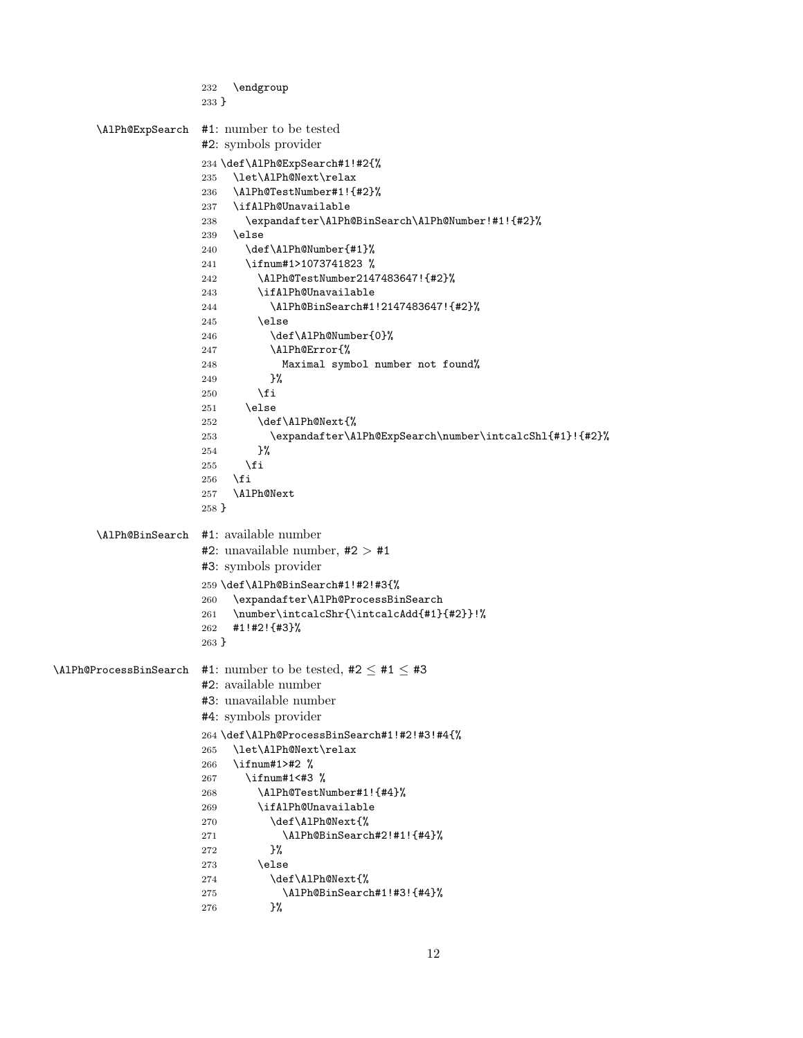```
232   \endgroup
233 }
```

\AlPh@ExpSearch

#1: number to be tested
#2: symbols provider

```
234 \def\AlPh@ExpSearch#1!#2{%
235   \let\AlPh@Next\relax
236   \AlPh@TestNumber#1!{#2}%
237   \ifAlPh@Unavailable
238     \expandafter\AlPh@BinSearch\AlPh@Number!#1!{#2}%
239   \else
240     \def\AlPh@Number{#1}%
241     \ifnum#1>1073741823 %
242       \AlPh@TestNumber2147483647!{#2}%
243       \ifAlPh@Unavailable
244         \AlPh@BinSearch#1!2147483647!{#2}%
245       \else
246         \def\AlPh@Number{0}%
247         \AlPh@Error{%
248           Maximal symbol number not found%
249         }%
250       \fi
251     \else
252       \def\AlPh@Next{%
253         \expandafter\AlPh@ExpSearch\number\intcalcShl{#1}!{#2}%
254       }%
255     \fi
256   \fi
257   \AlPh@Next
258 }
```

\AlPh@BinSearch

#1: available number
#2: unavailable number, #2 > #1
#3: symbols provider

```
259 \def\AlPh@BinSearch#1!#2!#3{%
260   \expandafter\AlPh@ProcessBinSearch
261   \number\intcalcShr{\intcalcAdd{#1}{#2}}!%
262   #1!#2!{#3}%
263 }
```

\AlPh@ProcessBinSearch

#1: number to be tested, #2 ≤ #1 ≤ #3
#2: available number
#3: unavailable number
#4: symbols provider

```
264 \def\AlPh@ProcessBinSearch#1!#2!#3!#4{%
265   \let\AlPh@Next\relax
266   \ifnum#1>#2 %
267     \ifnum#1<#3 %
268       \AlPh@TestNumber#1!{#4}%
269       \ifAlPh@Unavailable
270         \def\AlPh@Next{%
271           \AlPh@BinSearch#2!#1!{#4}%
272         }%
273       \else
274         \def\AlPh@Next{%
275           \AlPh@BinSearch#1!#3!{#4}%
276         }%
```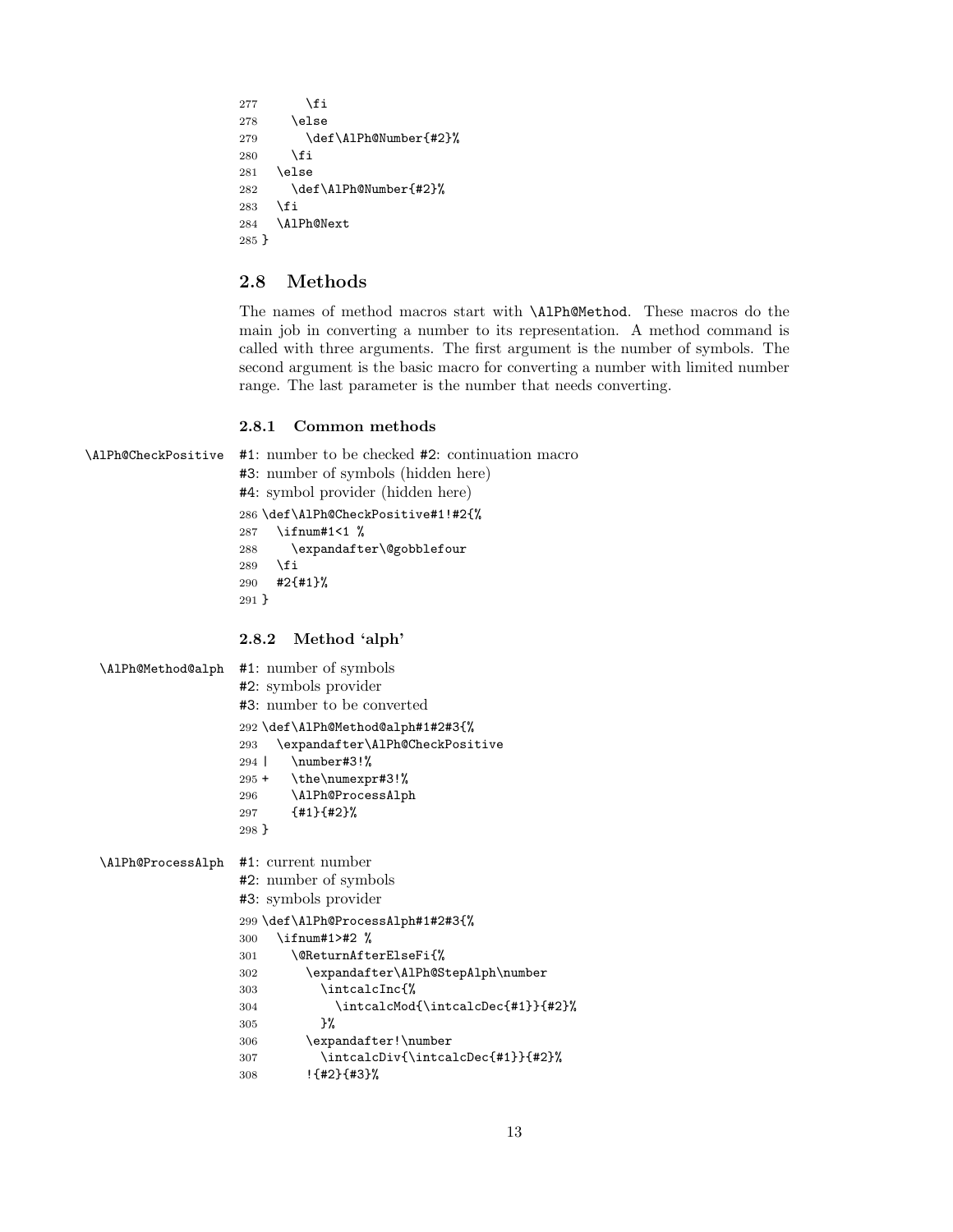```
277       \fi
278     \else
279       \def\AlPh@Number{#2}%
280     \fi
281   \else
282     \def\AlPh@Number{#2}%
283   \fi
284   \AlPh@Next
285 }
```

### 2.8 Methods

The names of method macros start with `\AlPh@Method`. These macros do the main job in converting a number to its representation. A method command is called with three arguments. The first argument is the number of symbols. The second argument is the basic macro for converting a number with limited number range. The last parameter is the number that needs converting.

#### 2.8.1 Common methods

`\AlPh@CheckPositive` #1: number to be checked #2: continuation macro
#3: number of symbols (hidden here)
#4: symbol provider (hidden here)

```
286 \def\AlPh@CheckPositive#1!#2{%
287   \ifnum#1<1 %
288     \expandafter\@gobblefour
289   \fi
290   #2{#1}%
291 }
```

#### 2.8.2 Method 'alph'

`\AlPh@Method@alph` #1: number of symbols
#2: symbols provider
#3: number to be converted

```
292 \def\AlPh@Method@alph#1#2#3{%
293   \expandafter\AlPh@CheckPositive
294 |   \number#3!%
295 +   \the\numexpr#3!%
296     \AlPh@ProcessAlph
297     {#1}{#2}%
298 }
```

`\AlPh@ProcessAlph` #1: current number
#2: number of symbols
#3: symbols provider

```
299 \def\AlPh@ProcessAlph#1#2#3{%
300   \ifnum#1>#2 %
301     \@ReturnAfterElseFi{%
302       \expandafter\AlPh@StepAlph\number
303         \intcalcInc{%
304           \intcalcMod{\intcalcDec{#1}}{#2}%
305         }%
306       \expandafter!\number
307         \intcalcDiv{\intcalcDec{#1}}{#2}%
308       !{#2}{#3}%
```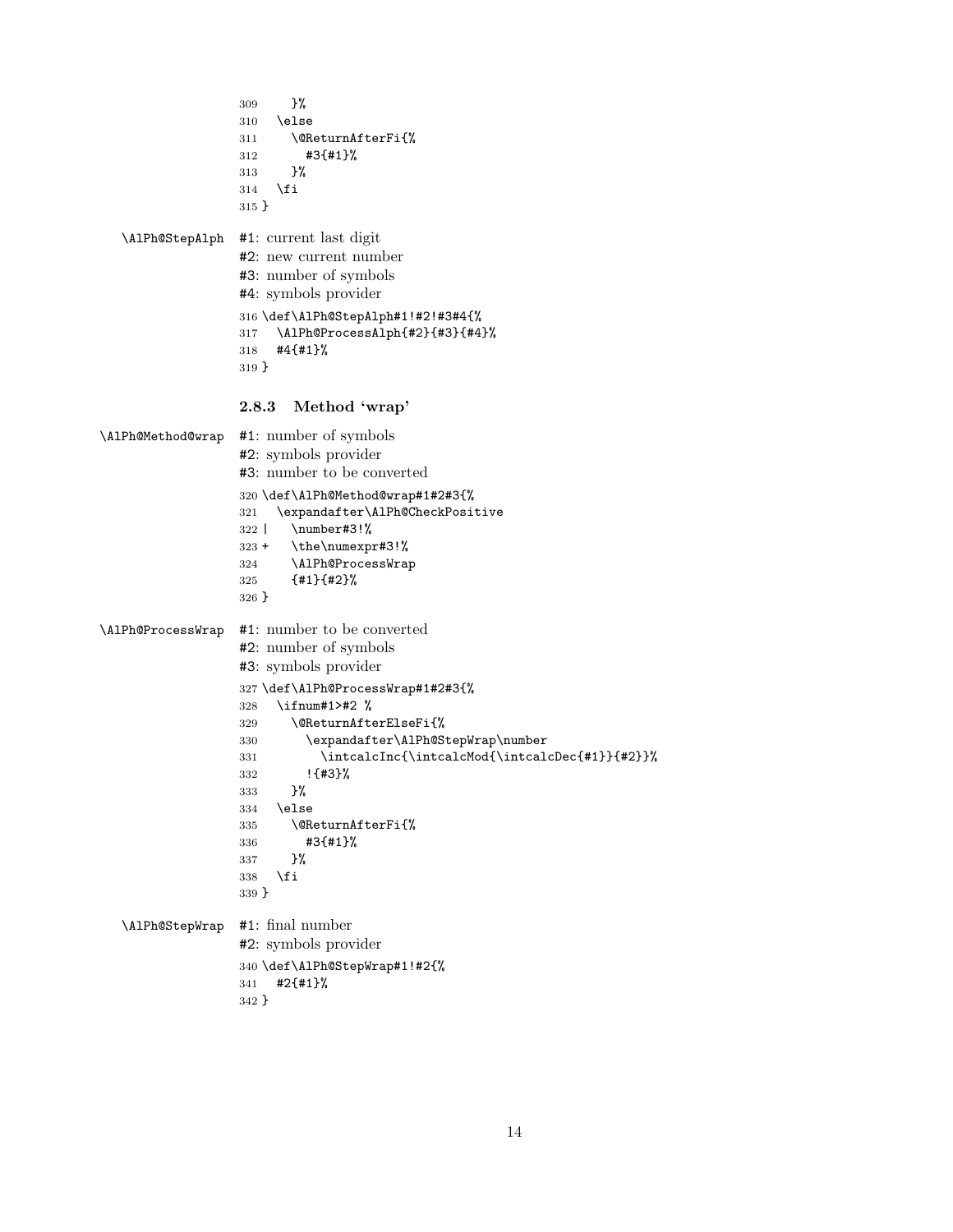```
309     }%
310   \else
311     \@ReturnAfterFi{%
312       #3{#1}%
313     }%
314   \fi
315 }
```

`\AlPh@StepAlph`

#1: current last digit
#2: new current number
#3: number of symbols
#4: symbols provider

```
316 \def\AlPh@StepAlph#1!#2!#3#4{%
317   \AlPh@ProcessAlph{#2}{#3}{#4}%
318   #4{#1}%
319 }
```

### 2.8.3 Method 'wrap'

`\AlPh@Method@wrap`

#1: number of symbols
#2: symbols provider
#3: number to be converted

```
320 \def\AlPh@Method@wrap#1#2#3{%
321   \expandafter\AlPh@CheckPositive
322 |   \number#3!%
323 +   \the\numexpr#3!%
324     \AlPh@ProcessWrap
325     {#1}{#2}%
326 }
```

`\AlPh@ProcessWrap`

#1: number to be converted
#2: number of symbols
#3: symbols provider

```
327 \def\AlPh@ProcessWrap#1#2#3{%
328   \ifnum#1>#2 %
329     \@ReturnAfterElseFi{%
330       \expandafter\AlPh@StepWrap\number
331         \intcalcInc{\intcalcMod{\intcalcDec{#1}}{#2}}%
332       !{#3}%
333     }%
334   \else
335     \@ReturnAfterFi{%
336       #3{#1}%
337     }%
338   \fi
339 }
```

`\AlPh@StepWrap`

#1: final number
#2: symbols provider

```
340 \def\AlPh@StepWrap#1!#2{%
341   #2{#1}%
342 }
```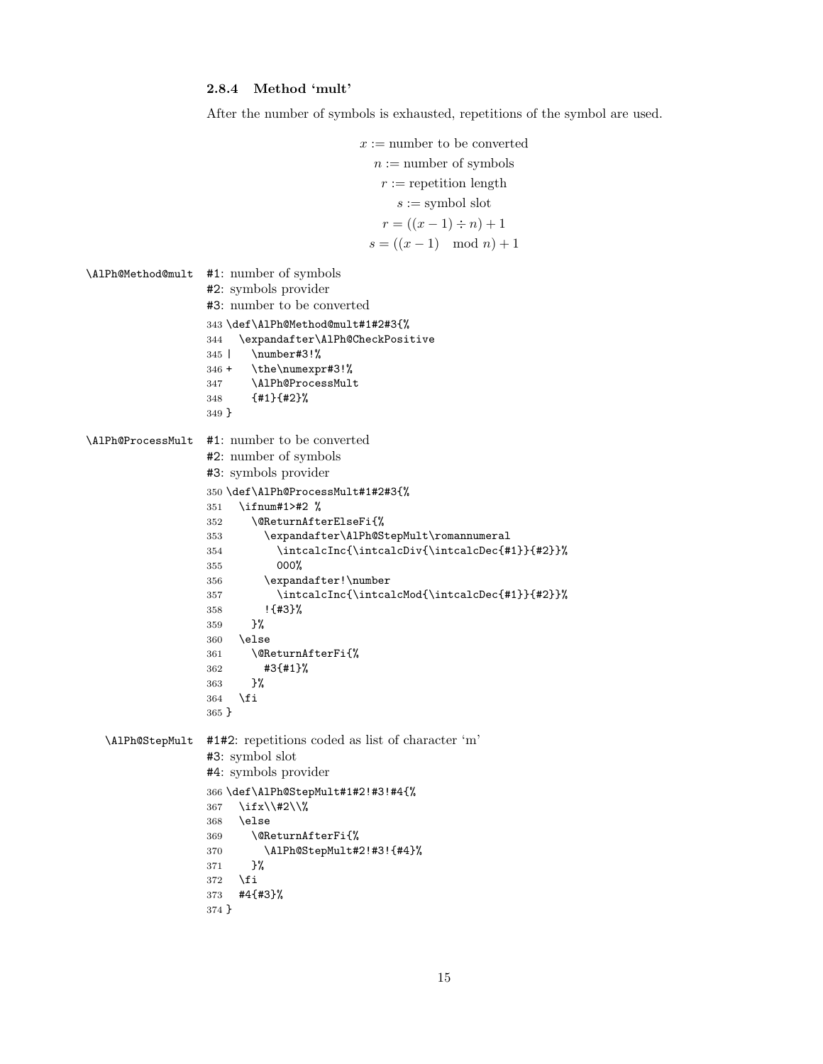### 2.8.4 Method 'mult'

After the number of symbols is exhausted, repetitions of the symbol are used.

$$
\begin{aligned}
x &:= \text{number to be converted} \\
n &:= \text{number of symbols} \\
r &:= \text{repetition length} \\
s &:= \text{symbol slot} \\
r &= ((x-1) \div n) + 1 \\
s &= ((x-1) \mod n) + 1
\end{aligned}
$$

`\AlPh@Method@mult`
#1: number of symbols
#2: symbols provider
#3: number to be converted

```
343 \def\AlPh@Method@mult#1#2#3{%
344   \expandafter\AlPh@CheckPositive
345 |    \number#3!%
346 +    \the\numexpr#3!%
347      \AlPh@ProcessMult
348      {#1}{#2}%
349 }
```

`\AlPh@ProcessMult`
#1: number to be converted
#2: number of symbols
#3: symbols provider

```
350 \def\AlPh@ProcessMult#1#2#3{%
351   \ifnum#1>#2 %
352     \@ReturnAfterElseFi{%
353       \expandafter\AlPh@StepMult\romannumeral
354         \intcalcInc{\intcalcDiv{\intcalcDec{#1}}{#2}}%
355         000%
356       \expandafter!\number
357         \intcalcInc{\intcalcMod{\intcalcDec{#1}}{#2}}%
358       !{#3}%
359     }%
360   \else
361     \@ReturnAfterFi{%
362       #3{#1}%
363     }%
364   \fi
365 }
```

`\AlPh@StepMult`
#1#2: repetitions coded as list of character 'm'
#3: symbol slot
#4: symbols provider

```
366 \def\AlPh@StepMult#1#2!#3!#4{%
367   \ifx\\#2\\%
368   \else
369     \@ReturnAfterFi{%
370       \AlPh@StepMult#2!#3!{#4}%
371     }%
372   \fi
373   #4{#3}%
374 }
```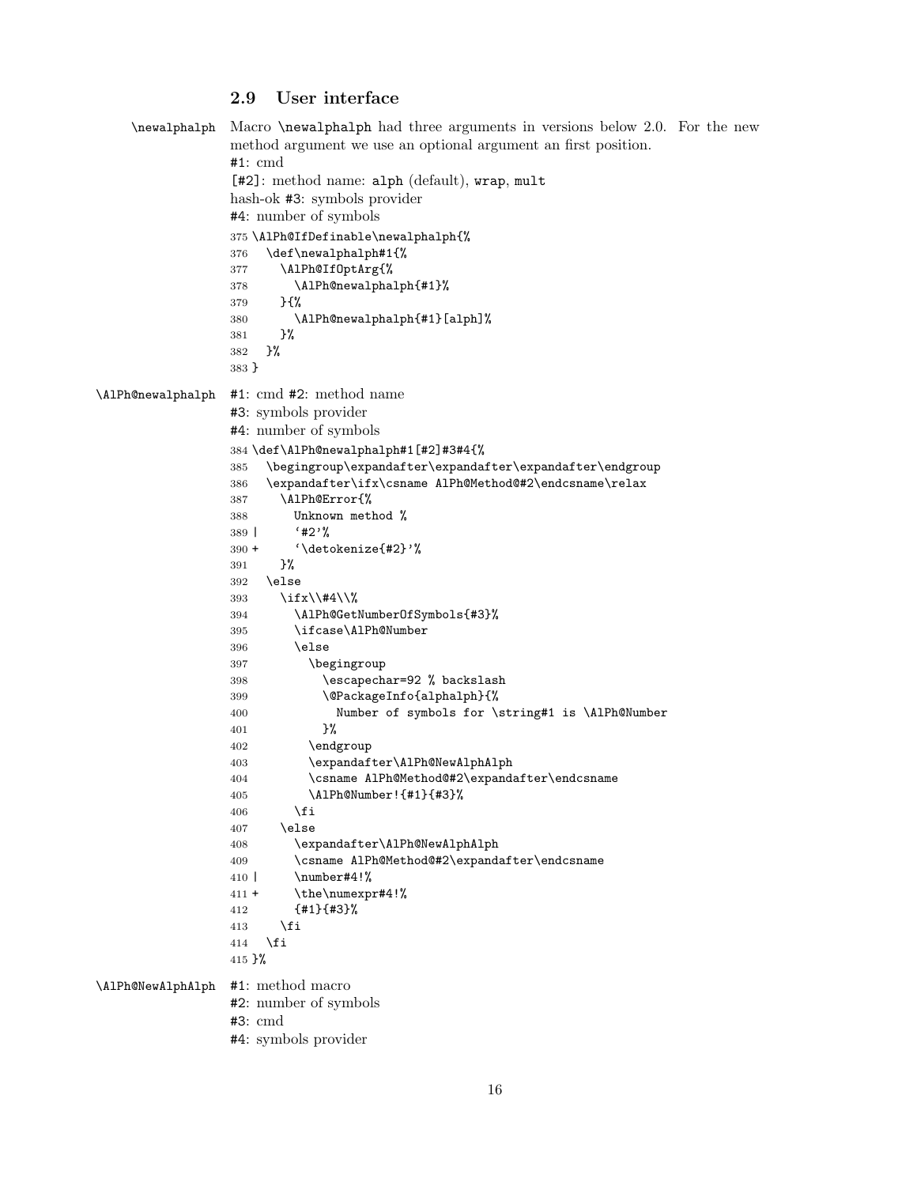### 2.9 User interface

\newalphalph

Macro `\newalphalph` had three arguments in versions below 2.0. For the new method argument we use an optional argument an first position.

#1: cmd
[#2]: method name: alph (default), wrap, mult
hash-ok #3: symbols provider
#4: number of symbols

```
375 \AlPh@IfDefinable\newalphalph{%
376   \def\newalphalph#1{%
377     \AlPh@IfOptArg{%
378       \AlPh@newalphalph{#1}%
379     }{%
380       \AlPh@newalphalph{#1}[alph]%
381     }%
382   }%
383 }
```

\AlPh@newalphalph

#1: cmd #2: method name
#3: symbols provider
#4: number of symbols

```
384 \def\AlPh@newalphalph#1[#2]#3#4{%
385   \begingroup\expandafter\expandafter\expandafter\endgroup
386   \expandafter\ifx\csname AlPh@Method@#2\endcsname\relax
387     \AlPh@Error{%
388       Unknown method %
389 |     `#2'%
390 +     `\detokenize{#2}'%
391     }%
392   \else
393     \ifx\\#4\\%
394       \AlPh@GetNumberOfSymbols{#3}%
395       \ifcase\AlPh@Number
396       \else
397         \begingroup
398           \escapechar=92 % backslash
399           \@PackageInfo{alphalph}{%
400             Number of symbols for \string#1 is \AlPh@Number
401           }%
402         \endgroup
403         \expandafter\AlPh@NewAlphAlph
404         \csname AlPh@Method@#2\expandafter\endcsname
405         \AlPh@Number!{#1}{#3}%
406       \fi
407     \else
408       \expandafter\AlPh@NewAlphAlph
409       \csname AlPh@Method@#2\expandafter\endcsname
410 |     \number#4!%
411 +     \the\numexpr#4!%
412       {#1}{#3}%
413     \fi
414   \fi
415 }%
```

\AlPh@NewAlphAlph

#1: method macro
#2: number of symbols
#3: cmd
#4: symbols provider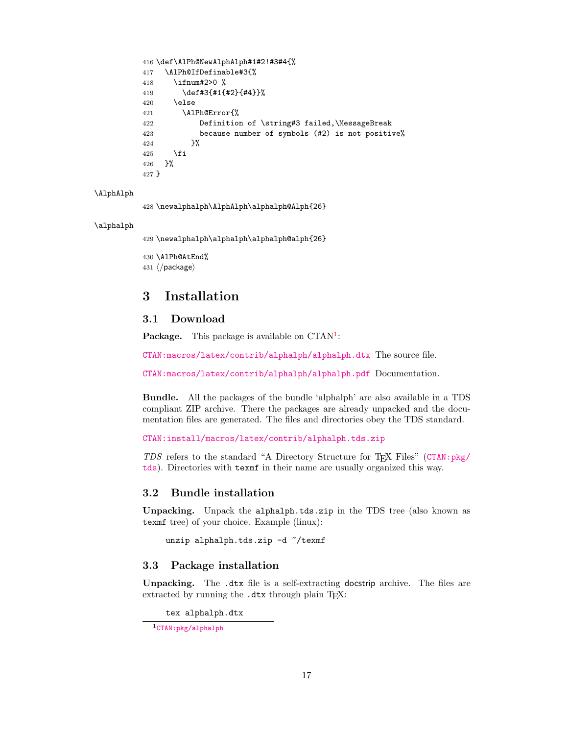```
416 \def\AlPh@NewAlphAlph#1#2!#3#4{%
417   \AlPh@IfDefinable#3{%
418     \ifnum#2>0 %
419       \def#3{#1{#2}{#4}}%
420     \else
421       \AlPh@Error{%
422           Definition of \string#3 failed,\MessageBreak
423           because number of symbols (#2) is not positive%
424         }%
425     \fi
426   }%
427 }
```

\AlphAlph

```
428 \newalphalph\AlphAlph\alphalph@Alph{26}
```

\alphalph

```
429 \newalphalph\alphalph\alphalph@alph{26}
```

```
430 \AlPh@AtEnd%
431 ⟨/package⟩
```

# 3 Installation

## 3.1 Download

**Package.** This package is available on CTAN[1]:

CTAN:macros/latex/contrib/alphalph/alphalph.dtx The source file.

CTAN:macros/latex/contrib/alphalph/alphalph.pdf Documentation.

**Bundle.** All the packages of the bundle 'alphalph' are also available in a TDS compliant ZIP archive. There the packages are already unpacked and the documentation files are generated. The files and directories obey the TDS standard.

CTAN:install/macros/latex/contrib/alphalph.tds.zip

*TDS* refers to the standard "A Directory Structure for TEX Files" (CTAN:pkg/tds). Directories with `texmf` in their name are usually organized this way.

## 3.2 Bundle installation

**Unpacking.** Unpack the `alphalph.tds.zip` in the TDS tree (also known as `texmf` tree) of your choice. Example (linux):

```
unzip alphalph.tds.zip -d ~/texmf
```

## 3.3 Package installation

**Unpacking.** The `.dtx` file is a self-extracting docstrip archive. The files are extracted by running the `.dtx` through plain TEX:

```
tex alphalph.dtx
```

[1] CTAN:pkg/alphalph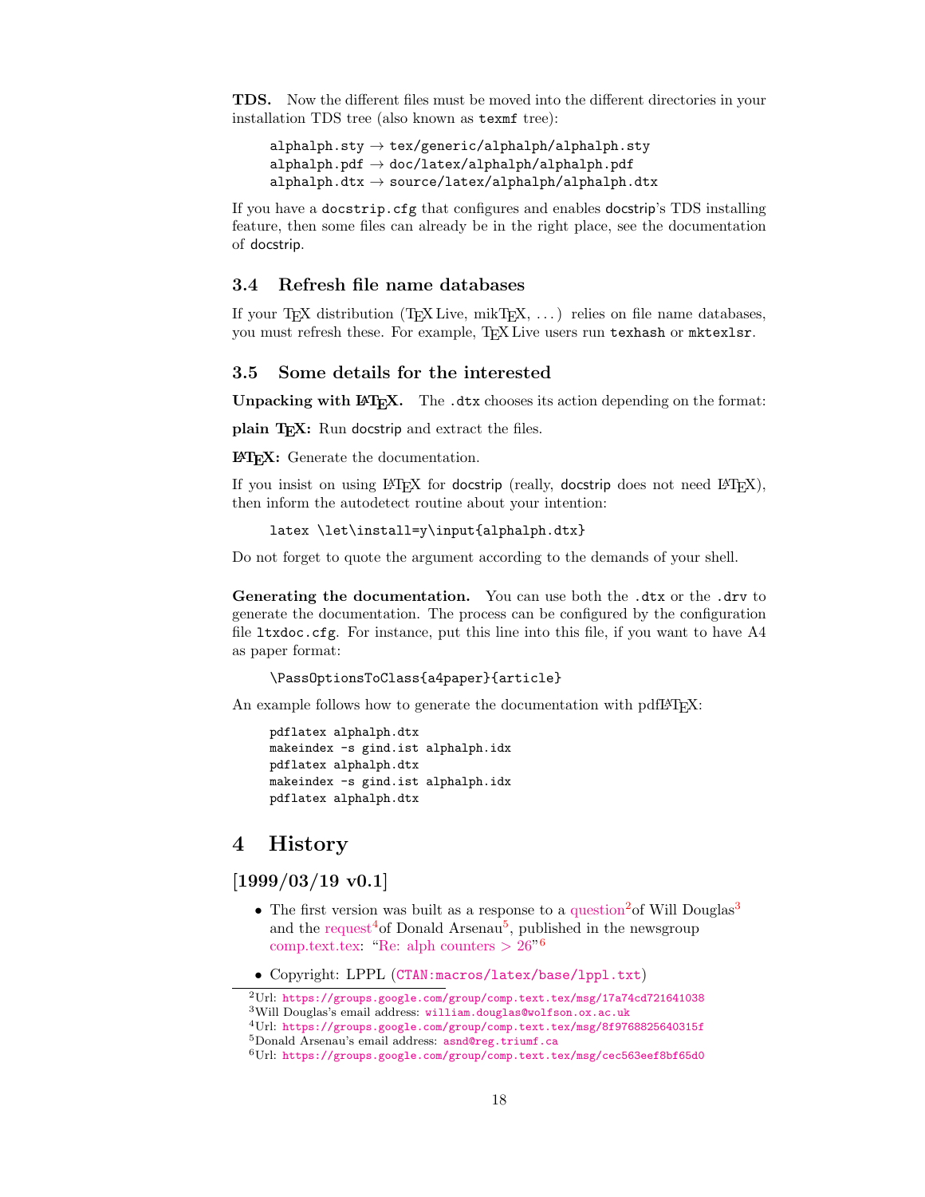**TDS.** Now the different files must be moved into the different directories in your installation TDS tree (also known as `texmf` tree):

```
alphalph.sty → tex/generic/alphalph/alphalph.sty
alphalph.pdf → doc/latex/alphalph/alphalph.pdf
alphalph.dtx → source/latex/alphalph/alphalph.dtx
```

If you have a `docstrip.cfg` that configures and enables docstrip's TDS installing feature, then some files can already be in the right place, see the documentation of docstrip.

### 3.4 Refresh file name databases

If your TeX distribution (TeX Live, mikTeX, ...) relies on file name databases, you must refresh these. For example, TeX Live users run `texhash` or `mktexlsr`.

### 3.5 Some details for the interested

**Unpacking with LaTeX.** The `.dtx` chooses its action depending on the format:

**plain TeX:** Run docstrip and extract the files.

**LaTeX:** Generate the documentation.

If you insist on using LaTeX for docstrip (really, docstrip does not need LaTeX), then inform the autodetect routine about your intention:

```
latex \let\install=y\input{alphalph.dtx}
```

Do not forget to quote the argument according to the demands of your shell.

**Generating the documentation.** You can use both the `.dtx` or the `.drv` to generate the documentation. The process can be configured by the configuration file `ltxdoc.cfg`. For instance, put this line into this file, if you want to have A4 as paper format:

```
\PassOptionsToClass{a4paper}{article}
```

An example follows how to generate the documentation with pdfLaTeX:

```
pdflatex alphalph.dtx
makeindex -s gind.ist alphalph.idx
pdflatex alphalph.dtx
makeindex -s gind.ist alphalph.idx
pdflatex alphalph.dtx
```

## 4 History

### [1999/03/19 v0.1]

- The first version was built as a response to a question[2]of Will Douglas[3] and the request[4]of Donald Arsenau[5], published in the newsgroup comp.text.tex: "Re: alph counters > 26"[6]
- Copyright: LPPL (`CTAN:macros/latex/base/lppl.txt`)

[2]Url: https://groups.google.com/group/comp.text.tex/msg/17a74cd721641038

[3]Will Douglas's email address: william.douglas@wolfson.ox.ac.uk

[4]Url: https://groups.google.com/group/comp.text.tex/msg/8f9768825640315f

[5]Donald Arsenau's email address: asnd@reg.triumf.ca

[6]Url: https://groups.google.com/group/comp.text.tex/msg/cec563eef8bf65d0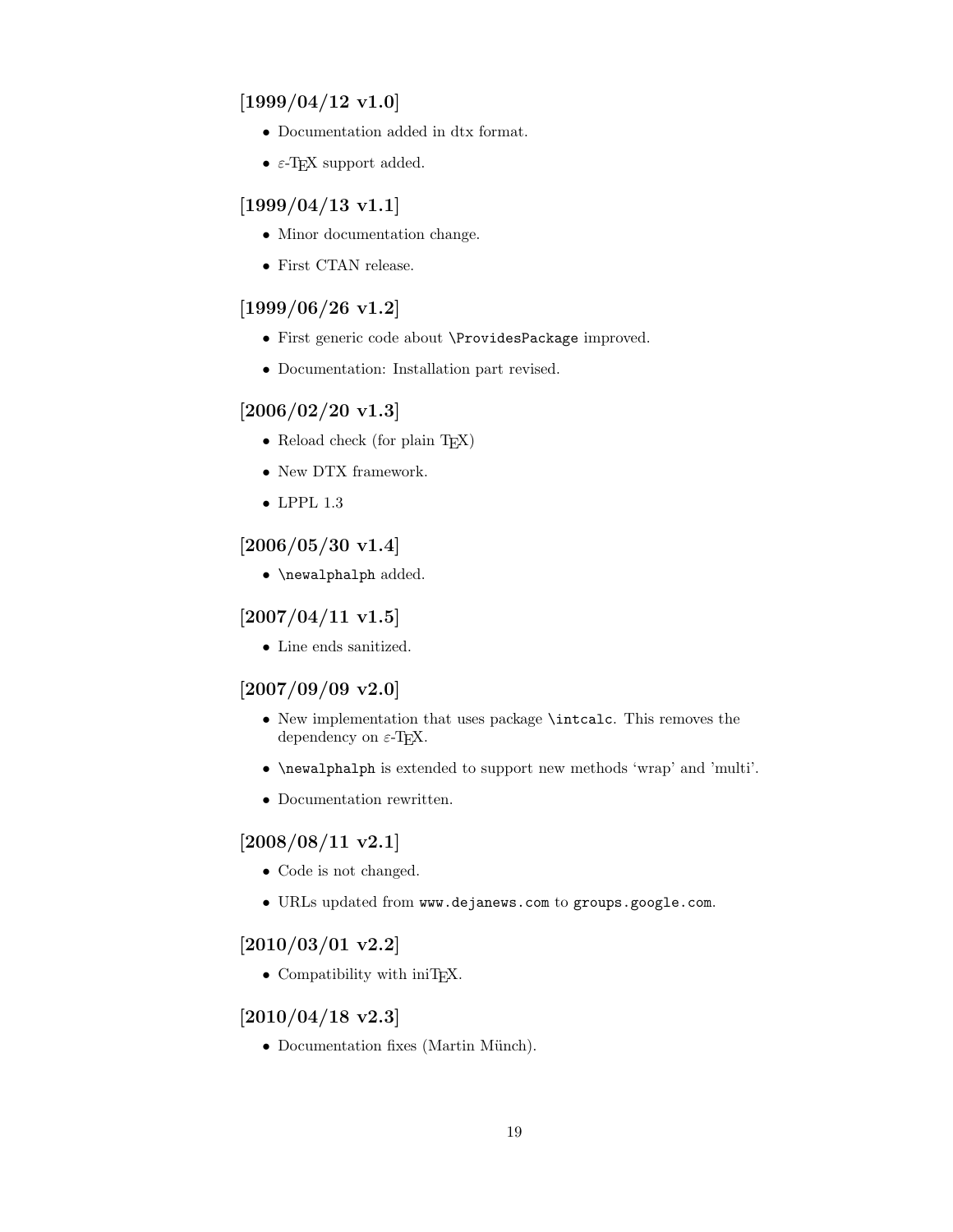## [1999/04/12 v1.0]

- Documentation added in dtx format.
- $\varepsilon$-TeX support added.

## [1999/04/13 v1.1]

- Minor documentation change.
- First CTAN release.

## [1999/06/26 v1.2]

- First generic code about `\ProvidesPackage` improved.
- Documentation: Installation part revised.

## [2006/02/20 v1.3]

- Reload check (for plain TeX)
- New DTX framework.
- LPPL 1.3

## [2006/05/30 v1.4]

- `\newalphalph` added.

## [2007/04/11 v1.5]

- Line ends sanitized.

## [2007/09/09 v2.0]

- New implementation that uses package `\intcalc`. This removes the dependency on $\varepsilon$-TeX.
- `\newalphalph` is extended to support new methods 'wrap' and 'multi'.
- Documentation rewritten.

## [2008/08/11 v2.1]

- Code is not changed.
- URLs updated from `www.dejanews.com` to `groups.google.com`.

## [2010/03/01 v2.2]

- Compatibility with iniTeX.

## [2010/04/18 v2.3]

- Documentation fixes (Martin Münch).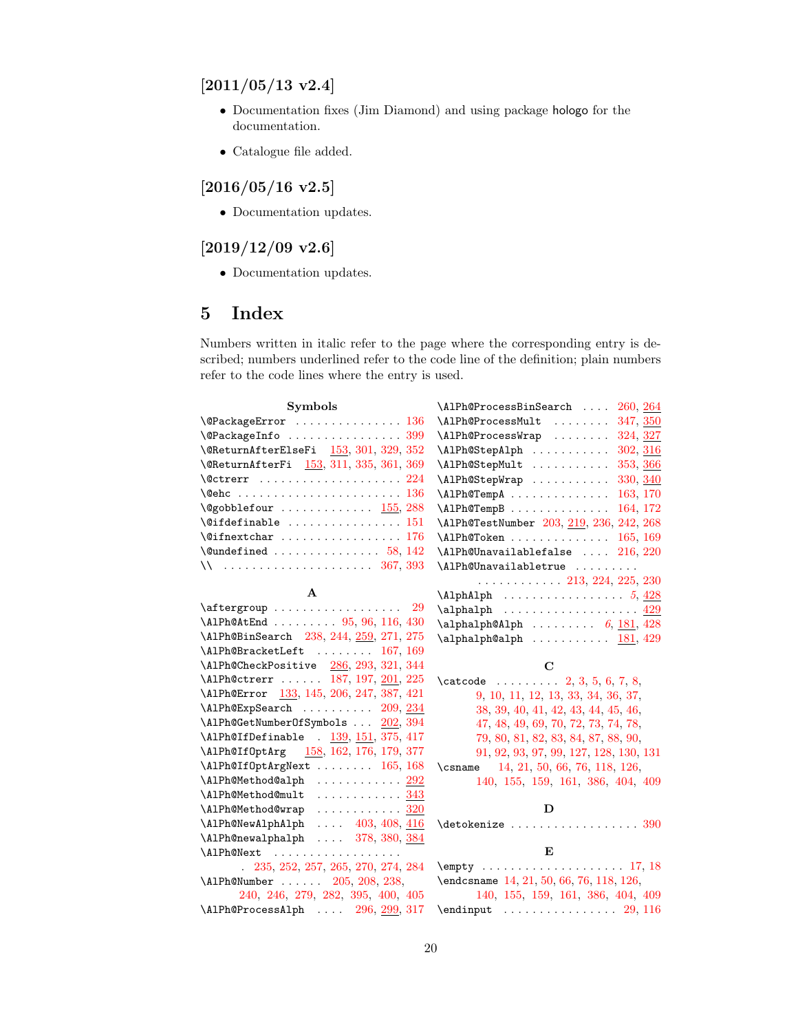### [2011/05/13 v2.4]

- Documentation fixes (Jim Diamond) and using package hologo for the documentation.
- Catalogue file added.

### [2016/05/16 v2.5]

- Documentation updates.

### [2019/12/09 v2.6]

- Documentation updates.

## 5 Index

Numbers written in italic refer to the page where the corresponding entry is described; numbers underlined refer to the code line of the definition; plain numbers refer to the code lines where the entry is used.

**Symbols**

\@PackageError . . . 136
\@PackageInfo . . . 399
\@ReturnAfterElseFi 153, 301, 329, 352
\@ReturnAfterFi 153, 311, 335, 361, 369
\@ctrerr . . . 224
\@ehc . . . 136
\@gobblefour . . . 155, 288
\@ifdefinable . . . 151
\@ifnextchar . . . 176
\@undefined . . . 58, 142
\\ . . . 367, 393

**A**

\aftergroup . . . 29
\AlPh@AtEnd . . . 95, 96, 116, 430
\AlPh@BinSearch 238, 244, 259, 271, 275
\AlPh@BracketLeft . . . 167, 169
\AlPh@CheckPositive 286, 293, 321, 344
\AlPh@ctrerr . . . 187, 197, 201, 225
\AlPh@Error 133, 145, 206, 247, 387, 421
\AlPh@ExpSearch . . . 209, 234
\AlPh@GetNumberOfSymbols . . . 202, 394
\AlPh@IfDefinable . 139, 151, 375, 417
\AlPh@IfOptArg 158, 162, 176, 179, 377
\AlPh@IfOptArgNext . . . 165, 168
\AlPh@Method@alph . . . 292
\AlPh@Method@mult . . . 343
\AlPh@Method@wrap . . . 320
\AlPh@NewAlphAlph . . . 403, 408, 416
\AlPh@newalphalph . . . 378, 380, 384
\AlPh@Next . . . 235, 252, 257, 265, 270, 274, 284
\AlPh@Number . . . 205, 208, 238, 240, 246, 279, 282, 395, 400, 405
\AlPh@ProcessAlph . . . 296, 299, 317
\AlPh@ProcessBinSearch . . . 260, 264
\AlPh@ProcessMult . . . 347, 350
\AlPh@ProcessWrap . . . 324, 327
\AlPh@StepAlph . . . 302, 316
\AlPh@StepMult . . . 353, 366
\AlPh@StepWrap . . . 330, 340
\AlPh@TempA . . . 163, 170
\AlPh@TempB . . . 164, 172
\AlPh@TestNumber 203, 219, 236, 242, 268
\AlPh@Token . . . 165, 169
\AlPh@Unavailablefalse . . . 216, 220
\AlPh@Unavailabletrue . . . 213, 224, 225, 230
\AlphAlph . . . *5*, 428
\alphalph . . . 429
\alphalph@Alph . . . *6*, 181, 428
\alphalph@alph . . . 181, 429

**C**

\catcode . . . 2, 3, 5, 6, 7, 8, 9, 10, 11, 12, 13, 33, 34, 36, 37, 38, 39, 40, 41, 42, 43, 44, 45, 46, 47, 48, 49, 69, 70, 72, 73, 74, 78, 79, 80, 81, 82, 83, 84, 87, 88, 90, 91, 92, 93, 97, 99, 127, 128, 130, 131
\csname 14, 21, 50, 66, 76, 118, 126, 140, 155, 159, 161, 386, 404, 409

**D**

\detokenize . . . 390

**E**

\empty . . . 17, 18
\endcsname 14, 21, 50, 66, 76, 118, 126, 140, 155, 159, 161, 386, 404, 409
\endinput . . . 29, 116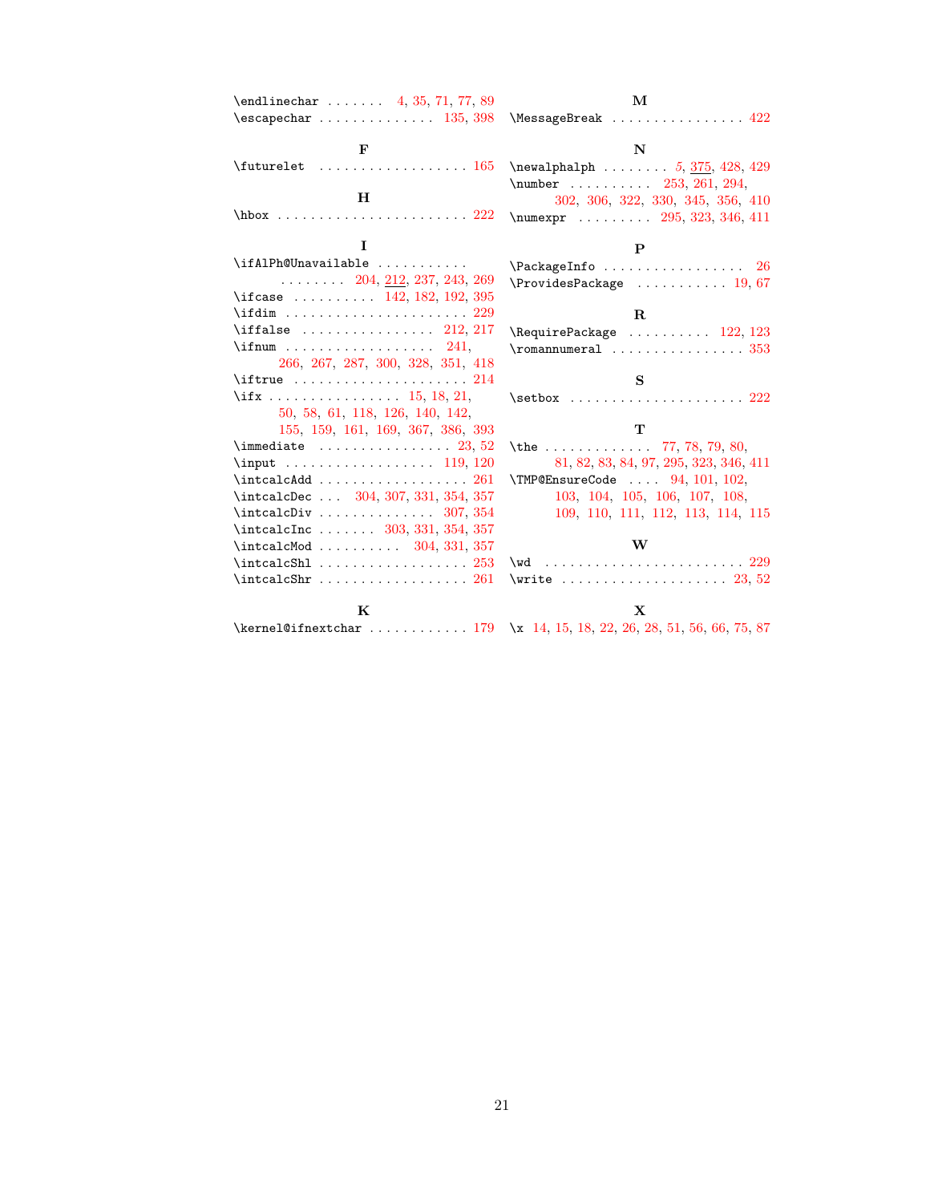\endlinechar . . . . . . . 4, 35, 71, 77, 89
\escapechar . . . . . . . . . . . . . . 135, 398

**F**

\futurelet . . . . . . . . . . . . . . . . . . 165

**H**

\hbox . . . . . . . . . . . . . . . . . . . . . . . . 222

**I**

\ifAlPh@Unavailable . . . . . . . . . . . . . . . . . . . 204, 212, 237, 243, 269
\ifcase . . . . . . . . . . 142, 182, 192, 395
\ifdim . . . . . . . . . . . . . . . . . . . . . . 229
\iffalse . . . . . . . . . . . . . . . . 212, 217
\ifnum . . . . . . . . . . . . . . . . . . 241, 266, 267, 287, 300, 328, 351, 418
\iftrue . . . . . . . . . . . . . . . . . . . . . 214
\ifx . . . . . . . . . . . . . . . . 15, 18, 21, 50, 58, 61, 118, 126, 140, 142, 155, 159, 161, 169, 367, 386, 393
\immediate . . . . . . . . . . . . . . . . 23, 52
\input . . . . . . . . . . . . . . . . . . 119, 120
\intcalcAdd . . . . . . . . . . . . . . . . . . 261
\intcalcDec . . . 304, 307, 331, 354, 357
\intcalcDiv . . . . . . . . . . . . . . 307, 354
\intcalcInc . . . . . . . 303, 331, 354, 357
\intcalcMod . . . . . . . . . . 304, 331, 357
\intcalcShl . . . . . . . . . . . . . . . . . . 253
\intcalcShr . . . . . . . . . . . . . . . . . . 261

**K**

\kernel@ifnextchar . . . . . . . . . . . . 179

**M**

\MessageBreak . . . . . . . . . . . . . . . . 422

**N**

\newalphalph . . . . . . . . *5*, 375, 428, 429
\number . . . . . . . . . . 253, 261, 294, 302, 306, 322, 330, 345, 356, 410
\numexpr . . . . . . . . . 295, 323, 346, 411

**P**

\PackageInfo . . . . . . . . . . . . . . . . . 26
\ProvidesPackage . . . . . . . . . . . 19, 67

**R**

\RequirePackage . . . . . . . . . . 122, 123
\romannumeral . . . . . . . . . . . . . . . . 353

**S**

\setbox . . . . . . . . . . . . . . . . . . . . . 222

**T**

\the . . . . . . . . . . . . . 77, 78, 79, 80, 81, 82, 83, 84, 97, 295, 323, 346, 411
\TMP@EnsureCode . . . . 94, 101, 102, 103, 104, 105, 106, 107, 108, 109, 110, 111, 112, 113, 114, 115

**W**

\wd . . . . . . . . . . . . . . . . . . . . . . . . 229
\write . . . . . . . . . . . . . . . . . . . . 23, 52

**X**

\x 14, 15, 18, 22, 26, 28, 51, 56, 66, 75, 87